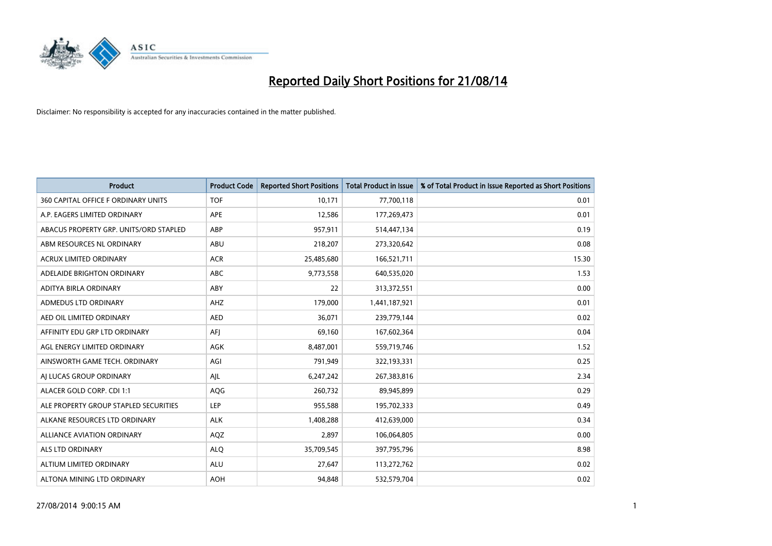# Reported Daily Short Positions for 21/08/14

Disclaimer: No responsibility is accepted for any inaccuracies contained in the matter published.

| Product | Product Code | Reported Short Positions | Total Product in Issue | % of Total Product in Issue Reported as Short Positions |
|---|---|---|---|---|
| 360 CAPITAL OFFICE F ORDINARY UNITS | TOF | 10,171 | 77,700,118 | 0.01 |
| A.P. EAGERS LIMITED ORDINARY | APE | 12,586 | 177,269,473 | 0.01 |
| ABACUS PROPERTY GRP. UNITS/ORD STAPLED | ABP | 957,911 | 514,447,134 | 0.19 |
| ABM RESOURCES NL ORDINARY | ABU | 218,207 | 273,320,642 | 0.08 |
| ACRUX LIMITED ORDINARY | ACR | 25,485,680 | 166,521,711 | 15.30 |
| ADELAIDE BRIGHTON ORDINARY | ABC | 9,773,558 | 640,535,020 | 1.53 |
| ADITYA BIRLA ORDINARY | ABY | 22 | 313,372,551 | 0.00 |
| ADMEDUS LTD ORDINARY | AHZ | 179,000 | 1,441,187,921 | 0.01 |
| AED OIL LIMITED ORDINARY | AED | 36,071 | 239,779,144 | 0.02 |
| AFFINITY EDU GRP LTD ORDINARY | AFJ | 69,160 | 167,602,364 | 0.04 |
| AGL ENERGY LIMITED ORDINARY | AGK | 8,487,001 | 559,719,746 | 1.52 |
| AINSWORTH GAME TECH. ORDINARY | AGI | 791,949 | 322,193,331 | 0.25 |
| AJ LUCAS GROUP ORDINARY | AJL | 6,247,242 | 267,383,816 | 2.34 |
| ALACER GOLD CORP. CDI 1:1 | AQG | 260,732 | 89,945,899 | 0.29 |
| ALE PROPERTY GROUP STAPLED SECURITIES | LEP | 955,588 | 195,702,333 | 0.49 |
| ALKANE RESOURCES LTD ORDINARY | ALK | 1,408,288 | 412,639,000 | 0.34 |
| ALLIANCE AVIATION ORDINARY | AQZ | 2,897 | 106,064,805 | 0.00 |
| ALS LTD ORDINARY | ALQ | 35,709,545 | 397,795,796 | 8.98 |
| ALTIUM LIMITED ORDINARY | ALU | 27,647 | 113,272,762 | 0.02 |
| ALTONA MINING LTD ORDINARY | AOH | 94,848 | 532,579,704 | 0.02 |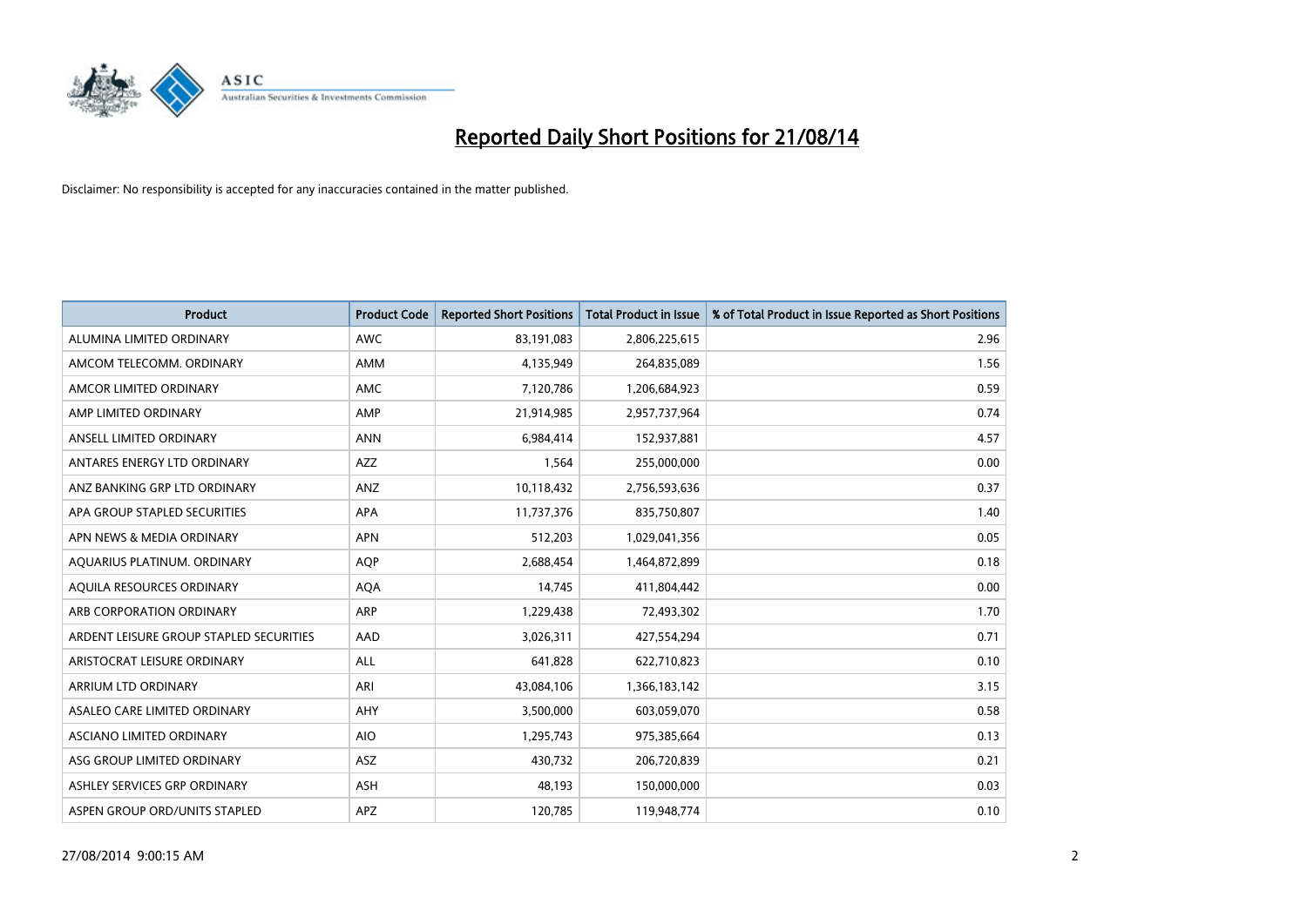# Reported Daily Short Positions for 21/08/14

Disclaimer: No responsibility is accepted for any inaccuracies contained in the matter published.

| Product | Product Code | Reported Short Positions | Total Product in Issue | % of Total Product in Issue Reported as Short Positions |
|---|---|---|---|---|
| ALUMINA LIMITED ORDINARY | AWC | 83,191,083 | 2,806,225,615 | 2.96 |
| AMCOM TELECOMM. ORDINARY | AMM | 4,135,949 | 264,835,089 | 1.56 |
| AMCOR LIMITED ORDINARY | AMC | 7,120,786 | 1,206,684,923 | 0.59 |
| AMP LIMITED ORDINARY | AMP | 21,914,985 | 2,957,737,964 | 0.74 |
| ANSELL LIMITED ORDINARY | ANN | 6,984,414 | 152,937,881 | 4.57 |
| ANTARES ENERGY LTD ORDINARY | AZZ | 1,564 | 255,000,000 | 0.00 |
| ANZ BANKING GRP LTD ORDINARY | ANZ | 10,118,432 | 2,756,593,636 | 0.37 |
| APA GROUP STAPLED SECURITIES | APA | 11,737,376 | 835,750,807 | 1.40 |
| APN NEWS & MEDIA ORDINARY | APN | 512,203 | 1,029,041,356 | 0.05 |
| AQUARIUS PLATINUM. ORDINARY | AQP | 2,688,454 | 1,464,872,899 | 0.18 |
| AQUILA RESOURCES ORDINARY | AQA | 14,745 | 411,804,442 | 0.00 |
| ARB CORPORATION ORDINARY | ARP | 1,229,438 | 72,493,302 | 1.70 |
| ARDENT LEISURE GROUP STAPLED SECURITIES | AAD | 3,026,311 | 427,554,294 | 0.71 |
| ARISTOCRAT LEISURE ORDINARY | ALL | 641,828 | 622,710,823 | 0.10 |
| ARRIUM LTD ORDINARY | ARI | 43,084,106 | 1,366,183,142 | 3.15 |
| ASALEO CARE LIMITED ORDINARY | AHY | 3,500,000 | 603,059,070 | 0.58 |
| ASCIANO LIMITED ORDINARY | AIO | 1,295,743 | 975,385,664 | 0.13 |
| ASG GROUP LIMITED ORDINARY | ASZ | 430,732 | 206,720,839 | 0.21 |
| ASHLEY SERVICES GRP ORDINARY | ASH | 48,193 | 150,000,000 | 0.03 |
| ASPEN GROUP ORD/UNITS STAPLED | APZ | 120,785 | 119,948,774 | 0.10 |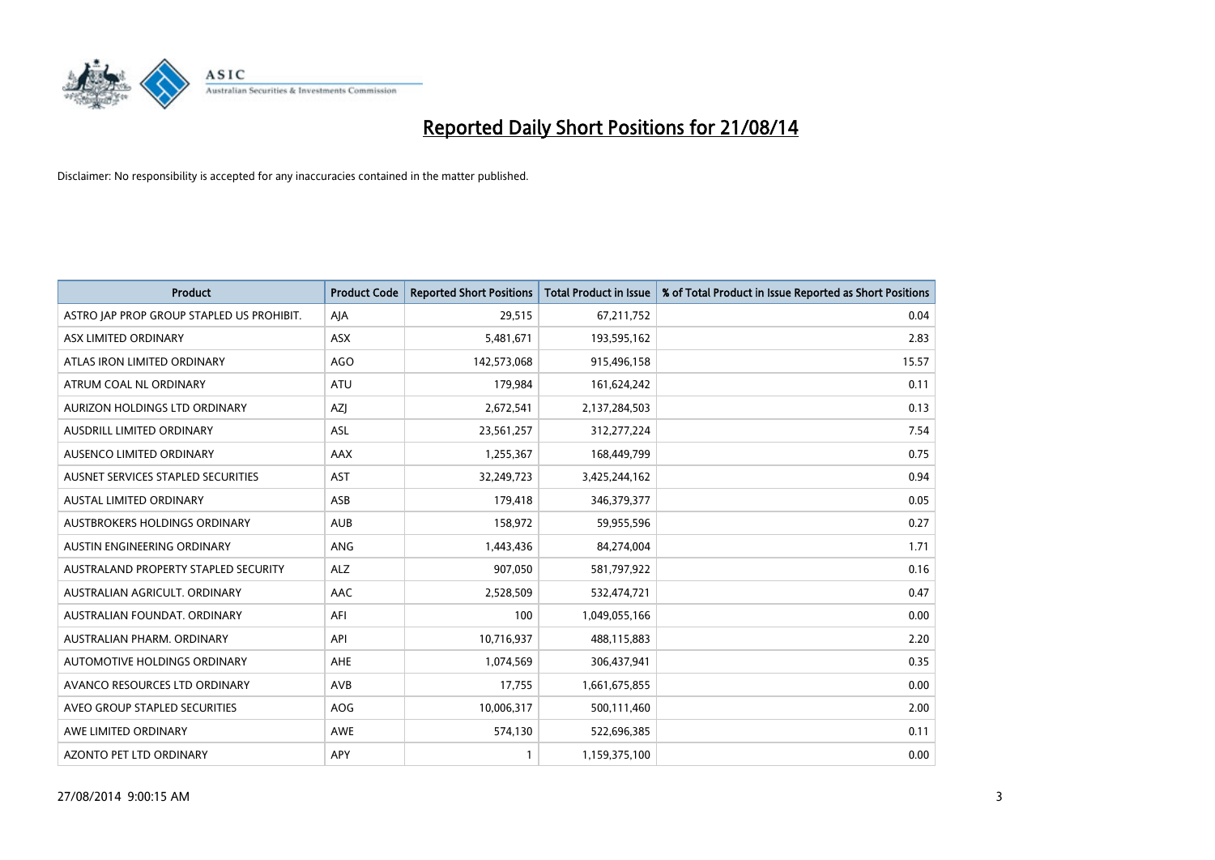# Reported Daily Short Positions for 21/08/14

Disclaimer: No responsibility is accepted for any inaccuracies contained in the matter published.

| Product | Product Code | Reported Short Positions | Total Product in Issue | % of Total Product in Issue Reported as Short Positions |
| --- | --- | --- | --- | --- |
| ASTRO JAP PROP GROUP STAPLED US PROHIBIT. | AJA | 29,515 | 67,211,752 | 0.04 |
| ASX LIMITED ORDINARY | ASX | 5,481,671 | 193,595,162 | 2.83 |
| ATLAS IRON LIMITED ORDINARY | AGO | 142,573,068 | 915,496,158 | 15.57 |
| ATRUM COAL NL ORDINARY | ATU | 179,984 | 161,624,242 | 0.11 |
| AURIZON HOLDINGS LTD ORDINARY | AZJ | 2,672,541 | 2,137,284,503 | 0.13 |
| AUSDRILL LIMITED ORDINARY | ASL | 23,561,257 | 312,277,224 | 7.54 |
| AUSENCO LIMITED ORDINARY | AAX | 1,255,367 | 168,449,799 | 0.75 |
| AUSNET SERVICES STAPLED SECURITIES | AST | 32,249,723 | 3,425,244,162 | 0.94 |
| AUSTAL LIMITED ORDINARY | ASB | 179,418 | 346,379,377 | 0.05 |
| AUSTBROKERS HOLDINGS ORDINARY | AUB | 158,972 | 59,955,596 | 0.27 |
| AUSTIN ENGINEERING ORDINARY | ANG | 1,443,436 | 84,274,004 | 1.71 |
| AUSTRALAND PROPERTY STAPLED SECURITY | ALZ | 907,050 | 581,797,922 | 0.16 |
| AUSTRALIAN AGRICULT. ORDINARY | AAC | 2,528,509 | 532,474,721 | 0.47 |
| AUSTRALIAN FOUNDAT. ORDINARY | AFI | 100 | 1,049,055,166 | 0.00 |
| AUSTRALIAN PHARM. ORDINARY | API | 10,716,937 | 488,115,883 | 2.20 |
| AUTOMOTIVE HOLDINGS ORDINARY | AHE | 1,074,569 | 306,437,941 | 0.35 |
| AVANCO RESOURCES LTD ORDINARY | AVB | 17,755 | 1,661,675,855 | 0.00 |
| AVEO GROUP STAPLED SECURITIES | AOG | 10,006,317 | 500,111,460 | 2.00 |
| AWE LIMITED ORDINARY | AWE | 574,130 | 522,696,385 | 0.11 |
| AZONTO PET LTD ORDINARY | APY | 1 | 1,159,375,100 | 0.00 |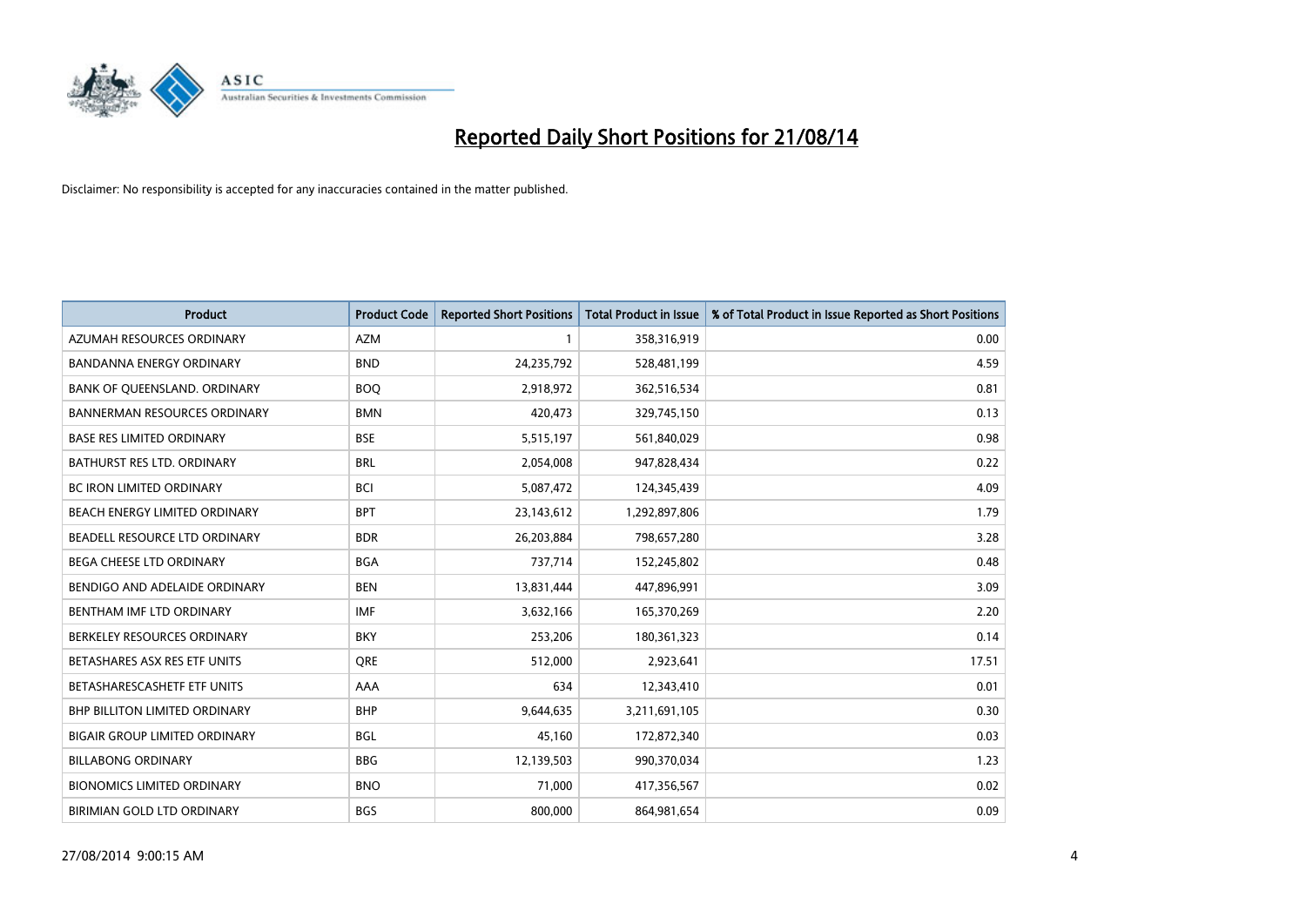# Reported Daily Short Positions for 21/08/14

Disclaimer: No responsibility is accepted for any inaccuracies contained in the matter published.

| Product | Product Code | Reported Short Positions | Total Product in Issue | % of Total Product in Issue Reported as Short Positions |
|---|---|---|---|---|
| AZUMAH RESOURCES ORDINARY | AZM | 1 | 358,316,919 | 0.00 |
| BANDANNA ENERGY ORDINARY | BND | 24,235,792 | 528,481,199 | 4.59 |
| BANK OF QUEENSLAND. ORDINARY | BOQ | 2,918,972 | 362,516,534 | 0.81 |
| BANNERMAN RESOURCES ORDINARY | BMN | 420,473 | 329,745,150 | 0.13 |
| BASE RES LIMITED ORDINARY | BSE | 5,515,197 | 561,840,029 | 0.98 |
| BATHURST RES LTD. ORDINARY | BRL | 2,054,008 | 947,828,434 | 0.22 |
| BC IRON LIMITED ORDINARY | BCI | 5,087,472 | 124,345,439 | 4.09 |
| BEACH ENERGY LIMITED ORDINARY | BPT | 23,143,612 | 1,292,897,806 | 1.79 |
| BEADELL RESOURCE LTD ORDINARY | BDR | 26,203,884 | 798,657,280 | 3.28 |
| BEGA CHEESE LTD ORDINARY | BGA | 737,714 | 152,245,802 | 0.48 |
| BENDIGO AND ADELAIDE ORDINARY | BEN | 13,831,444 | 447,896,991 | 3.09 |
| BENTHAM IMF LTD ORDINARY | IMF | 3,632,166 | 165,370,269 | 2.20 |
| BERKELEY RESOURCES ORDINARY | BKY | 253,206 | 180,361,323 | 0.14 |
| BETASHARES ASX RES ETF UNITS | QRE | 512,000 | 2,923,641 | 17.51 |
| BETASHARESCASHETF ETF UNITS | AAA | 634 | 12,343,410 | 0.01 |
| BHP BILLITON LIMITED ORDINARY | BHP | 9,644,635 | 3,211,691,105 | 0.30 |
| BIGAIR GROUP LIMITED ORDINARY | BGL | 45,160 | 172,872,340 | 0.03 |
| BILLABONG ORDINARY | BBG | 12,139,503 | 990,370,034 | 1.23 |
| BIONOMICS LIMITED ORDINARY | BNO | 71,000 | 417,356,567 | 0.02 |
| BIRIMIAN GOLD LTD ORDINARY | BGS | 800,000 | 864,981,654 | 0.09 |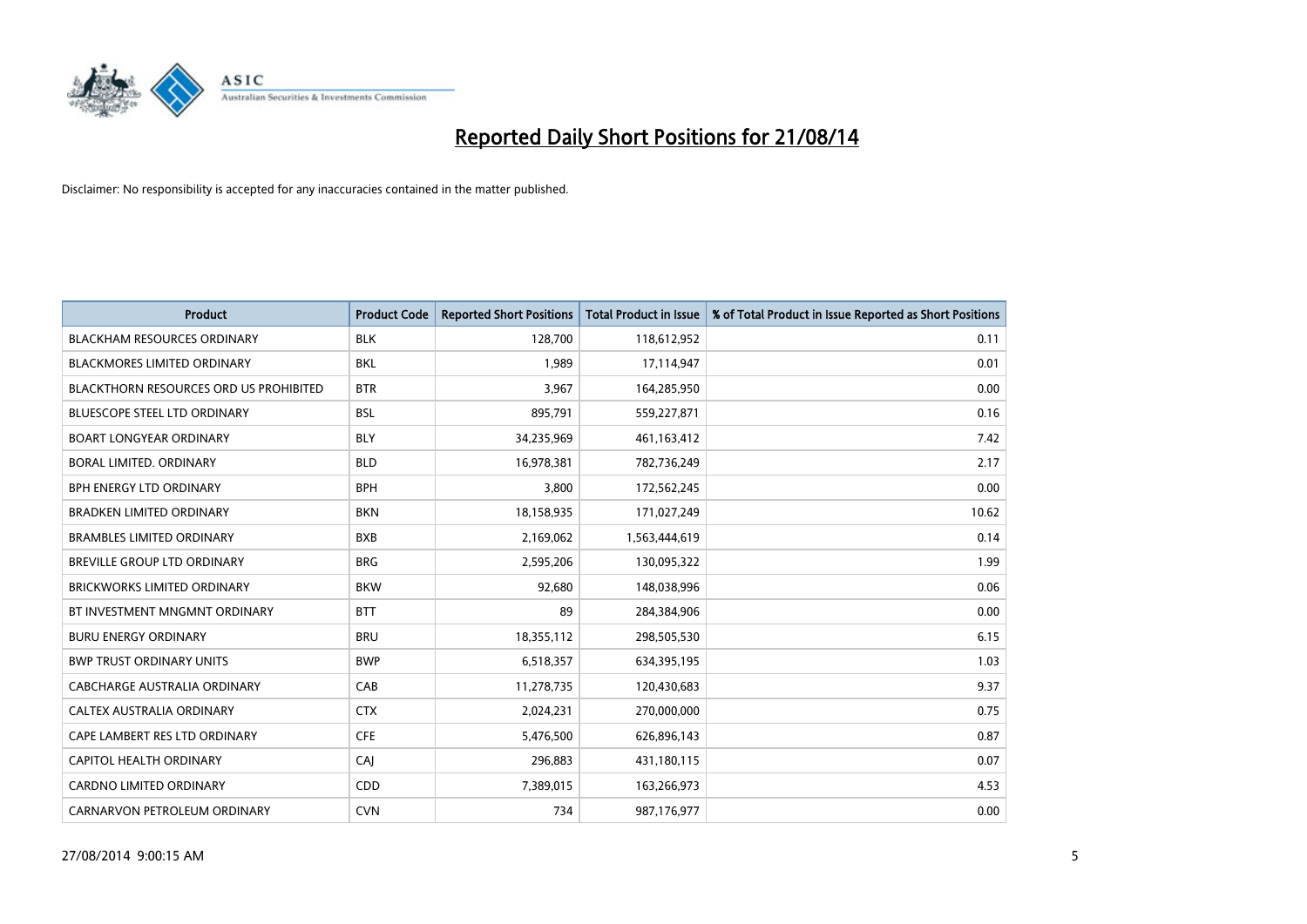# Reported Daily Short Positions for 21/08/14

Disclaimer: No responsibility is accepted for any inaccuracies contained in the matter published.

| Product | Product Code | Reported Short Positions | Total Product in Issue | % of Total Product in Issue Reported as Short Positions |
|---|---|---|---|---|
| BLACKHAM RESOURCES ORDINARY | BLK | 128,700 | 118,612,952 | 0.11 |
| BLACKMORES LIMITED ORDINARY | BKL | 1,989 | 17,114,947 | 0.01 |
| BLACKTHORN RESOURCES ORD US PROHIBITED | BTR | 3,967 | 164,285,950 | 0.00 |
| BLUESCOPE STEEL LTD ORDINARY | BSL | 895,791 | 559,227,871 | 0.16 |
| BOART LONGYEAR ORDINARY | BLY | 34,235,969 | 461,163,412 | 7.42 |
| BORAL LIMITED. ORDINARY | BLD | 16,978,381 | 782,736,249 | 2.17 |
| BPH ENERGY LTD ORDINARY | BPH | 3,800 | 172,562,245 | 0.00 |
| BRADKEN LIMITED ORDINARY | BKN | 18,158,935 | 171,027,249 | 10.62 |
| BRAMBLES LIMITED ORDINARY | BXB | 2,169,062 | 1,563,444,619 | 0.14 |
| BREVILLE GROUP LTD ORDINARY | BRG | 2,595,206 | 130,095,322 | 1.99 |
| BRICKWORKS LIMITED ORDINARY | BKW | 92,680 | 148,038,996 | 0.06 |
| BT INVESTMENT MNGMNT ORDINARY | BTT | 89 | 284,384,906 | 0.00 |
| BURU ENERGY ORDINARY | BRU | 18,355,112 | 298,505,530 | 6.15 |
| BWP TRUST ORDINARY UNITS | BWP | 6,518,357 | 634,395,195 | 1.03 |
| CABCHARGE AUSTRALIA ORDINARY | CAB | 11,278,735 | 120,430,683 | 9.37 |
| CALTEX AUSTRALIA ORDINARY | CTX | 2,024,231 | 270,000,000 | 0.75 |
| CAPE LAMBERT RES LTD ORDINARY | CFE | 5,476,500 | 626,896,143 | 0.87 |
| CAPITOL HEALTH ORDINARY | CAJ | 296,883 | 431,180,115 | 0.07 |
| CARDNO LIMITED ORDINARY | CDD | 7,389,015 | 163,266,973 | 4.53 |
| CARNARVON PETROLEUM ORDINARY | CVN | 734 | 987,176,977 | 0.00 |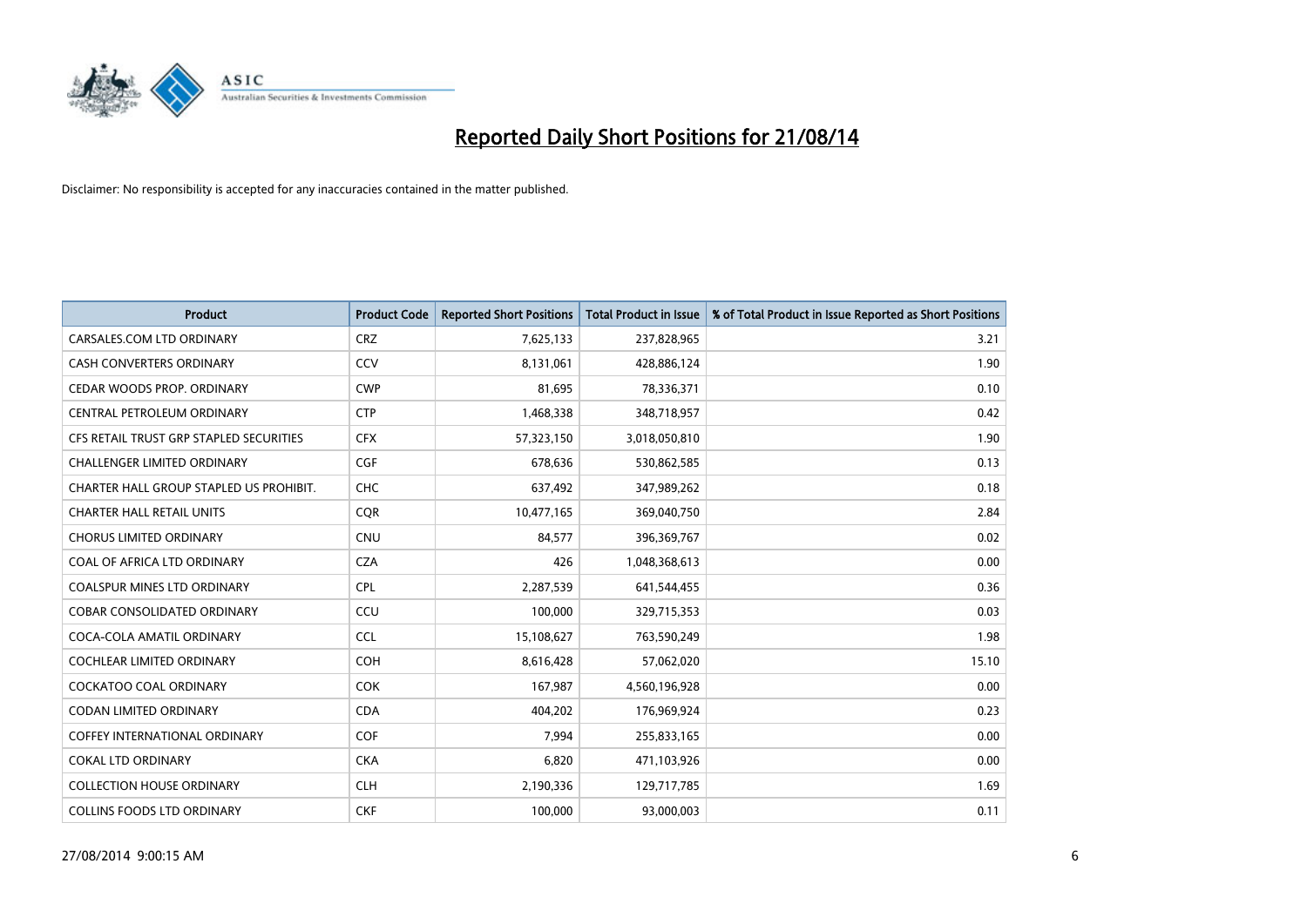# Reported Daily Short Positions for 21/08/14

Disclaimer: No responsibility is accepted for any inaccuracies contained in the matter published.

| Product | Product Code | Reported Short Positions | Total Product in Issue | % of Total Product in Issue Reported as Short Positions |
|---|---|---|---|---|
| CARSALES.COM LTD ORDINARY | CRZ | 7,625,133 | 237,828,965 | 3.21 |
| CASH CONVERTERS ORDINARY | CCV | 8,131,061 | 428,886,124 | 1.90 |
| CEDAR WOODS PROP. ORDINARY | CWP | 81,695 | 78,336,371 | 0.10 |
| CENTRAL PETROLEUM ORDINARY | CTP | 1,468,338 | 348,718,957 | 0.42 |
| CFS RETAIL TRUST GRP STAPLED SECURITIES | CFX | 57,323,150 | 3,018,050,810 | 1.90 |
| CHALLENGER LIMITED ORDINARY | CGF | 678,636 | 530,862,585 | 0.13 |
| CHARTER HALL GROUP STAPLED US PROHIBIT. | CHC | 637,492 | 347,989,262 | 0.18 |
| CHARTER HALL RETAIL UNITS | CQR | 10,477,165 | 369,040,750 | 2.84 |
| CHORUS LIMITED ORDINARY | CNU | 84,577 | 396,369,767 | 0.02 |
| COAL OF AFRICA LTD ORDINARY | CZA | 426 | 1,048,368,613 | 0.00 |
| COALSPUR MINES LTD ORDINARY | CPL | 2,287,539 | 641,544,455 | 0.36 |
| COBAR CONSOLIDATED ORDINARY | CCU | 100,000 | 329,715,353 | 0.03 |
| COCA-COLA AMATIL ORDINARY | CCL | 15,108,627 | 763,590,249 | 1.98 |
| COCHLEAR LIMITED ORDINARY | COH | 8,616,428 | 57,062,020 | 15.10 |
| COCKATOO COAL ORDINARY | COK | 167,987 | 4,560,196,928 | 0.00 |
| CODAN LIMITED ORDINARY | CDA | 404,202 | 176,969,924 | 0.23 |
| COFFEY INTERNATIONAL ORDINARY | COF | 7,994 | 255,833,165 | 0.00 |
| COKAL LTD ORDINARY | CKA | 6,820 | 471,103,926 | 0.00 |
| COLLECTION HOUSE ORDINARY | CLH | 2,190,336 | 129,717,785 | 1.69 |
| COLLINS FOODS LTD ORDINARY | CKF | 100,000 | 93,000,003 | 0.11 |

27/08/2014 9:00:15 AM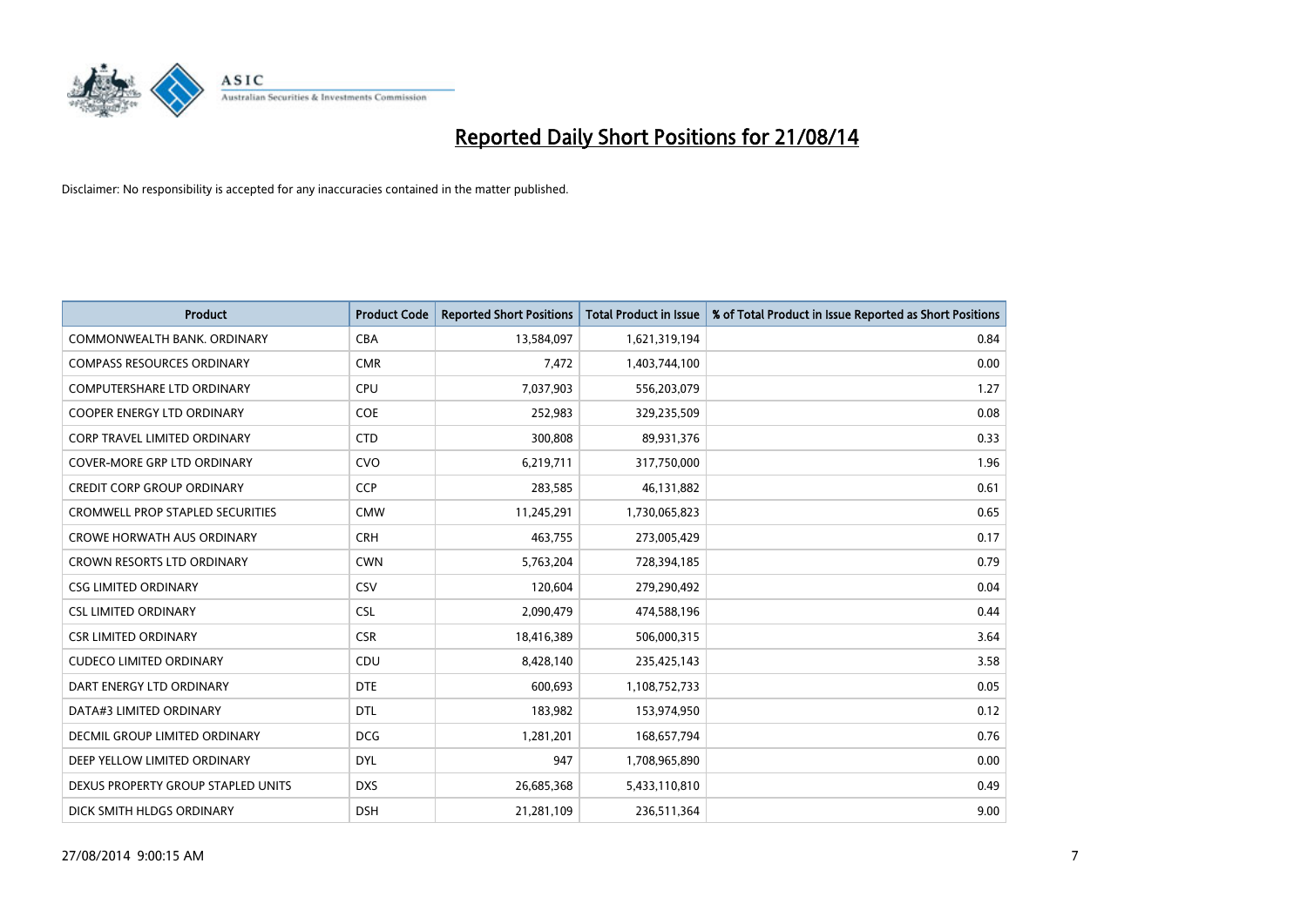# Reported Daily Short Positions for 21/08/14

Disclaimer: No responsibility is accepted for any inaccuracies contained in the matter published.

| Product | Product Code | Reported Short Positions | Total Product in Issue | % of Total Product in Issue Reported as Short Positions |
|---|---|---|---|---|
| COMMONWEALTH BANK. ORDINARY | CBA | 13,584,097 | 1,621,319,194 | 0.84 |
| COMPASS RESOURCES ORDINARY | CMR | 7,472 | 1,403,744,100 | 0.00 |
| COMPUTERSHARE LTD ORDINARY | CPU | 7,037,903 | 556,203,079 | 1.27 |
| COOPER ENERGY LTD ORDINARY | COE | 252,983 | 329,235,509 | 0.08 |
| CORP TRAVEL LIMITED ORDINARY | CTD | 300,808 | 89,931,376 | 0.33 |
| COVER-MORE GRP LTD ORDINARY | CVO | 6,219,711 | 317,750,000 | 1.96 |
| CREDIT CORP GROUP ORDINARY | CCP | 283,585 | 46,131,882 | 0.61 |
| CROMWELL PROP STAPLED SECURITIES | CMW | 11,245,291 | 1,730,065,823 | 0.65 |
| CROWE HORWATH AUS ORDINARY | CRH | 463,755 | 273,005,429 | 0.17 |
| CROWN RESORTS LTD ORDINARY | CWN | 5,763,204 | 728,394,185 | 0.79 |
| CSG LIMITED ORDINARY | CSV | 120,604 | 279,290,492 | 0.04 |
| CSL LIMITED ORDINARY | CSL | 2,090,479 | 474,588,196 | 0.44 |
| CSR LIMITED ORDINARY | CSR | 18,416,389 | 506,000,315 | 3.64 |
| CUDECO LIMITED ORDINARY | CDU | 8,428,140 | 235,425,143 | 3.58 |
| DART ENERGY LTD ORDINARY | DTE | 600,693 | 1,108,752,733 | 0.05 |
| DATA#3 LIMITED ORDINARY | DTL | 183,982 | 153,974,950 | 0.12 |
| DECMIL GROUP LIMITED ORDINARY | DCG | 1,281,201 | 168,657,794 | 0.76 |
| DEEP YELLOW LIMITED ORDINARY | DYL | 947 | 1,708,965,890 | 0.00 |
| DEXUS PROPERTY GROUP STAPLED UNITS | DXS | 26,685,368 | 5,433,110,810 | 0.49 |
| DICK SMITH HLDGS ORDINARY | DSH | 21,281,109 | 236,511,364 | 9.00 |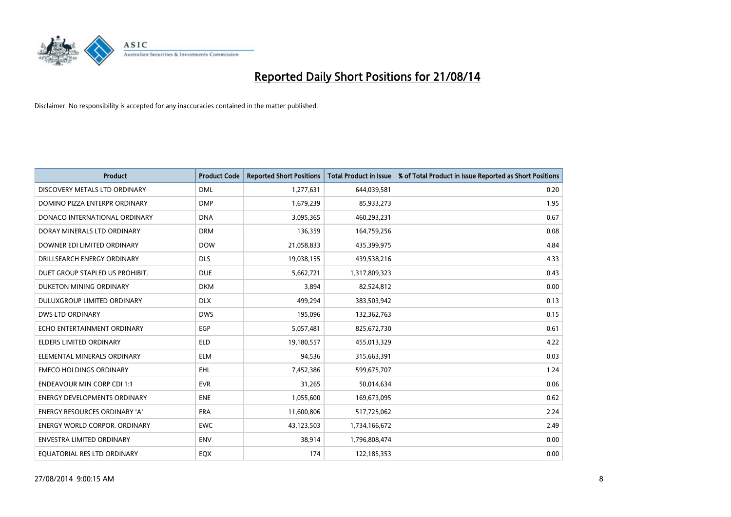# Reported Daily Short Positions for 21/08/14

Disclaimer: No responsibility is accepted for any inaccuracies contained in the matter published.

| Product | Product Code | Reported Short Positions | Total Product in Issue | % of Total Product in Issue Reported as Short Positions |
|---|---|---|---|---|
| DISCOVERY METALS LTD ORDINARY | DML | 1,277,631 | 644,039,581 | 0.20 |
| DOMINO PIZZA ENTERPR ORDINARY | DMP | 1,679,239 | 85,933,273 | 1.95 |
| DONACO INTERNATIONAL ORDINARY | DNA | 3,095,365 | 460,293,231 | 0.67 |
| DORAY MINERALS LTD ORDINARY | DRM | 136,359 | 164,759,256 | 0.08 |
| DOWNER EDI LIMITED ORDINARY | DOW | 21,058,833 | 435,399,975 | 4.84 |
| DRILLSEARCH ENERGY ORDINARY | DLS | 19,038,155 | 439,538,216 | 4.33 |
| DUET GROUP STAPLED US PROHIBIT. | DUE | 5,662,721 | 1,317,809,323 | 0.43 |
| DUKETON MINING ORDINARY | DKM | 3,894 | 82,524,812 | 0.00 |
| DULUXGROUP LIMITED ORDINARY | DLX | 499,294 | 383,503,942 | 0.13 |
| DWS LTD ORDINARY | DWS | 195,096 | 132,362,763 | 0.15 |
| ECHO ENTERTAINMENT ORDINARY | EGP | 5,057,481 | 825,672,730 | 0.61 |
| ELDERS LIMITED ORDINARY | ELD | 19,180,557 | 455,013,329 | 4.22 |
| ELEMENTAL MINERALS ORDINARY | ELM | 94,536 | 315,663,391 | 0.03 |
| EMECO HOLDINGS ORDINARY | EHL | 7,452,386 | 599,675,707 | 1.24 |
| ENDEAVOUR MIN CORP CDI 1:1 | EVR | 31,265 | 50,014,634 | 0.06 |
| ENERGY DEVELOPMENTS ORDINARY | ENE | 1,055,600 | 169,673,095 | 0.62 |
| ENERGY RESOURCES ORDINARY 'A' | ERA | 11,600,806 | 517,725,062 | 2.24 |
| ENERGY WORLD CORPOR. ORDINARY | EWC | 43,123,503 | 1,734,166,672 | 2.49 |
| ENVESTRA LIMITED ORDINARY | ENV | 38,914 | 1,796,808,474 | 0.00 |
| EQUATORIAL RES LTD ORDINARY | EQX | 174 | 122,185,353 | 0.00 |

27/08/2014 9:00:15 AM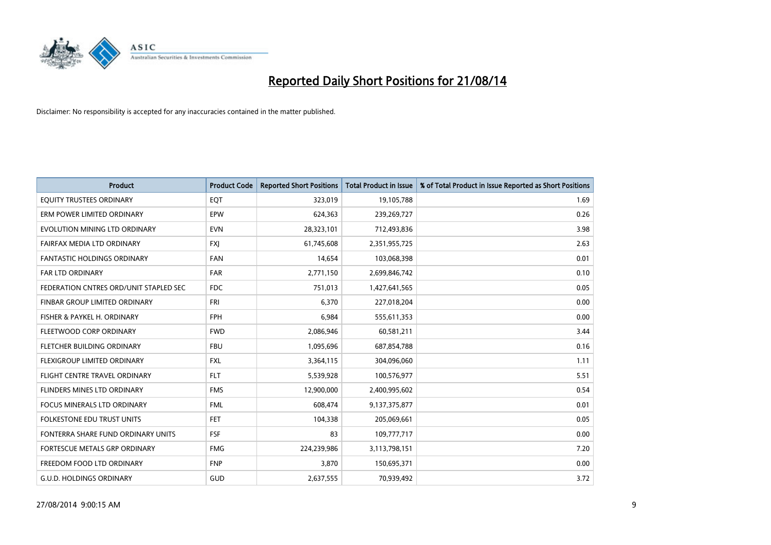# Reported Daily Short Positions for 21/08/14

Disclaimer: No responsibility is accepted for any inaccuracies contained in the matter published.

| Product | Product Code | Reported Short Positions | Total Product in Issue | % of Total Product in Issue Reported as Short Positions |
|---|---|---|---|---|
| EQUITY TRUSTEES ORDINARY | EQT | 323,019 | 19,105,788 | 1.69 |
| ERM POWER LIMITED ORDINARY | EPW | 624,363 | 239,269,727 | 0.26 |
| EVOLUTION MINING LTD ORDINARY | EVN | 28,323,101 | 712,493,836 | 3.98 |
| FAIRFAX MEDIA LTD ORDINARY | FXJ | 61,745,608 | 2,351,955,725 | 2.63 |
| FANTASTIC HOLDINGS ORDINARY | FAN | 14,654 | 103,068,398 | 0.01 |
| FAR LTD ORDINARY | FAR | 2,771,150 | 2,699,846,742 | 0.10 |
| FEDERATION CNTRES ORD/UNIT STAPLED SEC | FDC | 751,013 | 1,427,641,565 | 0.05 |
| FINBAR GROUP LIMITED ORDINARY | FRI | 6,370 | 227,018,204 | 0.00 |
| FISHER & PAYKEL H. ORDINARY | FPH | 6,984 | 555,611,353 | 0.00 |
| FLEETWOOD CORP ORDINARY | FWD | 2,086,946 | 60,581,211 | 3.44 |
| FLETCHER BUILDING ORDINARY | FBU | 1,095,696 | 687,854,788 | 0.16 |
| FLEXIGROUP LIMITED ORDINARY | FXL | 3,364,115 | 304,096,060 | 1.11 |
| FLIGHT CENTRE TRAVEL ORDINARY | FLT | 5,539,928 | 100,576,977 | 5.51 |
| FLINDERS MINES LTD ORDINARY | FMS | 12,900,000 | 2,400,995,602 | 0.54 |
| FOCUS MINERALS LTD ORDINARY | FML | 608,474 | 9,137,375,877 | 0.01 |
| FOLKESTONE EDU TRUST UNITS | FET | 104,338 | 205,069,661 | 0.05 |
| FONTERRA SHARE FUND ORDINARY UNITS | FSF | 83 | 109,777,717 | 0.00 |
| FORTESCUE METALS GRP ORDINARY | FMG | 224,239,986 | 3,113,798,151 | 7.20 |
| FREEDOM FOOD LTD ORDINARY | FNP | 3,870 | 150,695,371 | 0.00 |
| G.U.D. HOLDINGS ORDINARY | GUD | 2,637,555 | 70,939,492 | 3.72 |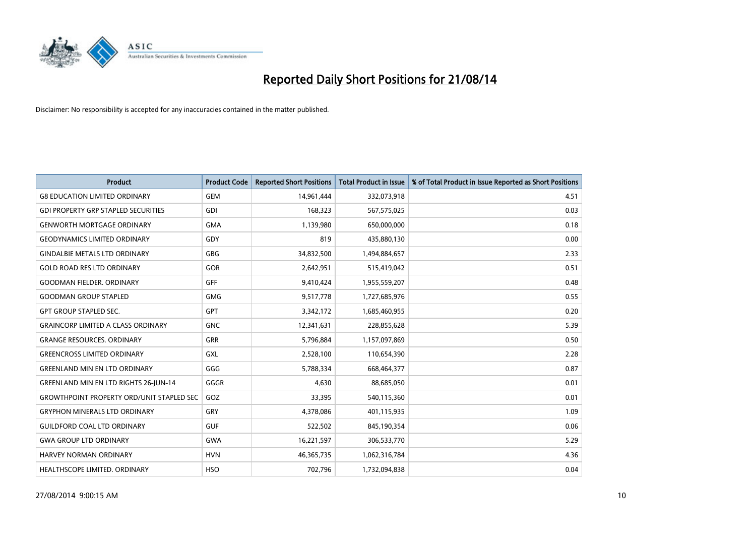# Reported Daily Short Positions for 21/08/14

Disclaimer: No responsibility is accepted for any inaccuracies contained in the matter published.

| Product | Product Code | Reported Short Positions | Total Product in Issue | % of Total Product in Issue Reported as Short Positions |
|---|---|---|---|---|
| G8 EDUCATION LIMITED ORDINARY | GEM | 14,961,444 | 332,073,918 | 4.51 |
| GDI PROPERTY GRP STAPLED SECURITIES | GDI | 168,323 | 567,575,025 | 0.03 |
| GENWORTH MORTGAGE ORDINARY | GMA | 1,139,980 | 650,000,000 | 0.18 |
| GEODYNAMICS LIMITED ORDINARY | GDY | 819 | 435,880,130 | 0.00 |
| GINDALBIE METALS LTD ORDINARY | GBG | 34,832,500 | 1,494,884,657 | 2.33 |
| GOLD ROAD RES LTD ORDINARY | GOR | 2,642,951 | 515,419,042 | 0.51 |
| GOODMAN FIELDER. ORDINARY | GFF | 9,410,424 | 1,955,559,207 | 0.48 |
| GOODMAN GROUP STAPLED | GMG | 9,517,778 | 1,727,685,976 | 0.55 |
| GPT GROUP STAPLED SEC. | GPT | 3,342,172 | 1,685,460,955 | 0.20 |
| GRAINCORP LIMITED A CLASS ORDINARY | GNC | 12,341,631 | 228,855,628 | 5.39 |
| GRANGE RESOURCES. ORDINARY | GRR | 5,796,884 | 1,157,097,869 | 0.50 |
| GREENCROSS LIMITED ORDINARY | GXL | 2,528,100 | 110,654,390 | 2.28 |
| GREENLAND MIN EN LTD ORDINARY | GGG | 5,788,334 | 668,464,377 | 0.87 |
| GREENLAND MIN EN LTD RIGHTS 26-JUN-14 | GGGR | 4,630 | 88,685,050 | 0.01 |
| GROWTHPOINT PROPERTY ORD/UNIT STAPLED SEC | GOZ | 33,395 | 540,115,360 | 0.01 |
| GRYPHON MINERALS LTD ORDINARY | GRY | 4,378,086 | 401,115,935 | 1.09 |
| GUILDFORD COAL LTD ORDINARY | GUF | 522,502 | 845,190,354 | 0.06 |
| GWA GROUP LTD ORDINARY | GWA | 16,221,597 | 306,533,770 | 5.29 |
| HARVEY NORMAN ORDINARY | HVN | 46,365,735 | 1,062,316,784 | 4.36 |
| HEALTHSCOPE LIMITED. ORDINARY | HSO | 702,796 | 1,732,094,838 | 0.04 |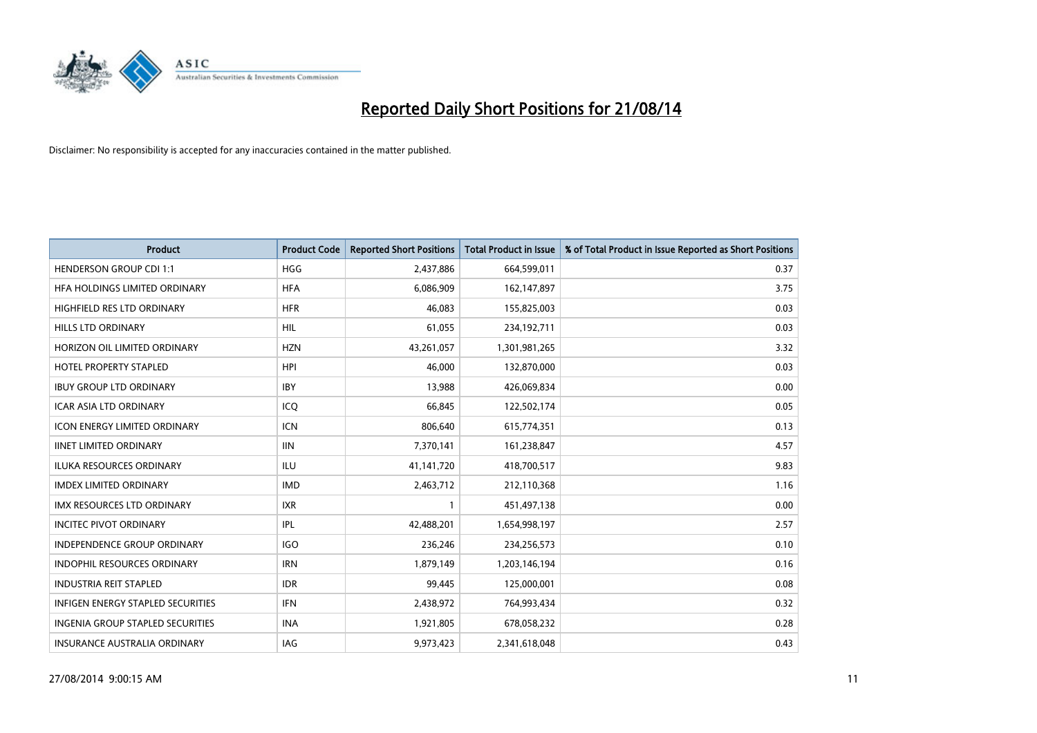# Reported Daily Short Positions for 21/08/14

Disclaimer: No responsibility is accepted for any inaccuracies contained in the matter published.

| Product | Product Code | Reported Short Positions | Total Product in Issue | % of Total Product in Issue Reported as Short Positions |
|---|---|---|---|---|
| HENDERSON GROUP CDI 1:1 | HGG | 2,437,886 | 664,599,011 | 0.37 |
| HFA HOLDINGS LIMITED ORDINARY | HFA | 6,086,909 | 162,147,897 | 3.75 |
| HIGHFIELD RES LTD ORDINARY | HFR | 46,083 | 155,825,003 | 0.03 |
| HILLS LTD ORDINARY | HIL | 61,055 | 234,192,711 | 0.03 |
| HORIZON OIL LIMITED ORDINARY | HZN | 43,261,057 | 1,301,981,265 | 3.32 |
| HOTEL PROPERTY STAPLED | HPI | 46,000 | 132,870,000 | 0.03 |
| IBUY GROUP LTD ORDINARY | IBY | 13,988 | 426,069,834 | 0.00 |
| ICAR ASIA LTD ORDINARY | ICQ | 66,845 | 122,502,174 | 0.05 |
| ICON ENERGY LIMITED ORDINARY | ICN | 806,640 | 615,774,351 | 0.13 |
| IINET LIMITED ORDINARY | IIN | 7,370,141 | 161,238,847 | 4.57 |
| ILUKA RESOURCES ORDINARY | ILU | 41,141,720 | 418,700,517 | 9.83 |
| IMDEX LIMITED ORDINARY | IMD | 2,463,712 | 212,110,368 | 1.16 |
| IMX RESOURCES LTD ORDINARY | IXR | 1 | 451,497,138 | 0.00 |
| INCITEC PIVOT ORDINARY | IPL | 42,488,201 | 1,654,998,197 | 2.57 |
| INDEPENDENCE GROUP ORDINARY | IGO | 236,246 | 234,256,573 | 0.10 |
| INDOPHIL RESOURCES ORDINARY | IRN | 1,879,149 | 1,203,146,194 | 0.16 |
| INDUSTRIA REIT STAPLED | IDR | 99,445 | 125,000,001 | 0.08 |
| INFIGEN ENERGY STAPLED SECURITIES | IFN | 2,438,972 | 764,993,434 | 0.32 |
| INGENIA GROUP STAPLED SECURITIES | INA | 1,921,805 | 678,058,232 | 0.28 |
| INSURANCE AUSTRALIA ORDINARY | IAG | 9,973,423 | 2,341,618,048 | 0.43 |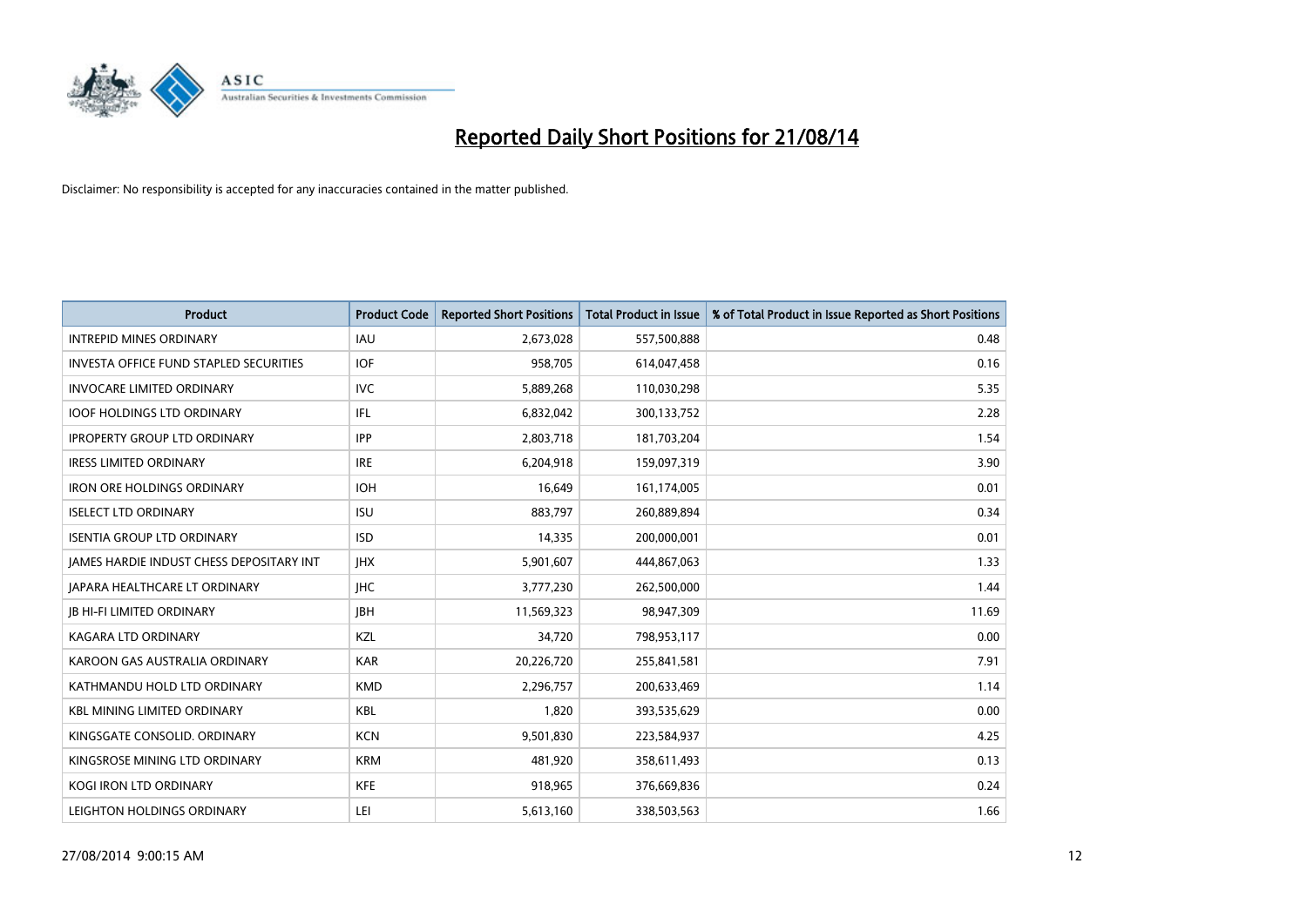# Reported Daily Short Positions for 21/08/14

Disclaimer: No responsibility is accepted for any inaccuracies contained in the matter published.

| Product | Product Code | Reported Short Positions | Total Product in Issue | % of Total Product in Issue Reported as Short Positions |
|---|---|---|---|---|
| INTREPID MINES ORDINARY | IAU | 2,673,028 | 557,500,888 | 0.48 |
| INVESTA OFFICE FUND STAPLED SECURITIES | IOF | 958,705 | 614,047,458 | 0.16 |
| INVOCARE LIMITED ORDINARY | IVC | 5,889,268 | 110,030,298 | 5.35 |
| IOOF HOLDINGS LTD ORDINARY | IFL | 6,832,042 | 300,133,752 | 2.28 |
| IPROPERTY GROUP LTD ORDINARY | IPP | 2,803,718 | 181,703,204 | 1.54 |
| IRESS LIMITED ORDINARY | IRE | 6,204,918 | 159,097,319 | 3.90 |
| IRON ORE HOLDINGS ORDINARY | IOH | 16,649 | 161,174,005 | 0.01 |
| ISELECT LTD ORDINARY | ISU | 883,797 | 260,889,894 | 0.34 |
| ISENTIA GROUP LTD ORDINARY | ISD | 14,335 | 200,000,001 | 0.01 |
| JAMES HARDIE INDUST CHESS DEPOSITARY INT | JHX | 5,901,607 | 444,867,063 | 1.33 |
| JAPARA HEALTHCARE LT ORDINARY | JHC | 3,777,230 | 262,500,000 | 1.44 |
| JB HI-FI LIMITED ORDINARY | JBH | 11,569,323 | 98,947,309 | 11.69 |
| KAGARA LTD ORDINARY | KZL | 34,720 | 798,953,117 | 0.00 |
| KAROON GAS AUSTRALIA ORDINARY | KAR | 20,226,720 | 255,841,581 | 7.91 |
| KATHMANDU HOLD LTD ORDINARY | KMD | 2,296,757 | 200,633,469 | 1.14 |
| KBL MINING LIMITED ORDINARY | KBL | 1,820 | 393,535,629 | 0.00 |
| KINGSGATE CONSOLID. ORDINARY | KCN | 9,501,830 | 223,584,937 | 4.25 |
| KINGSROSE MINING LTD ORDINARY | KRM | 481,920 | 358,611,493 | 0.13 |
| KOGI IRON LTD ORDINARY | KFE | 918,965 | 376,669,836 | 0.24 |
| LEIGHTON HOLDINGS ORDINARY | LEI | 5,613,160 | 338,503,563 | 1.66 |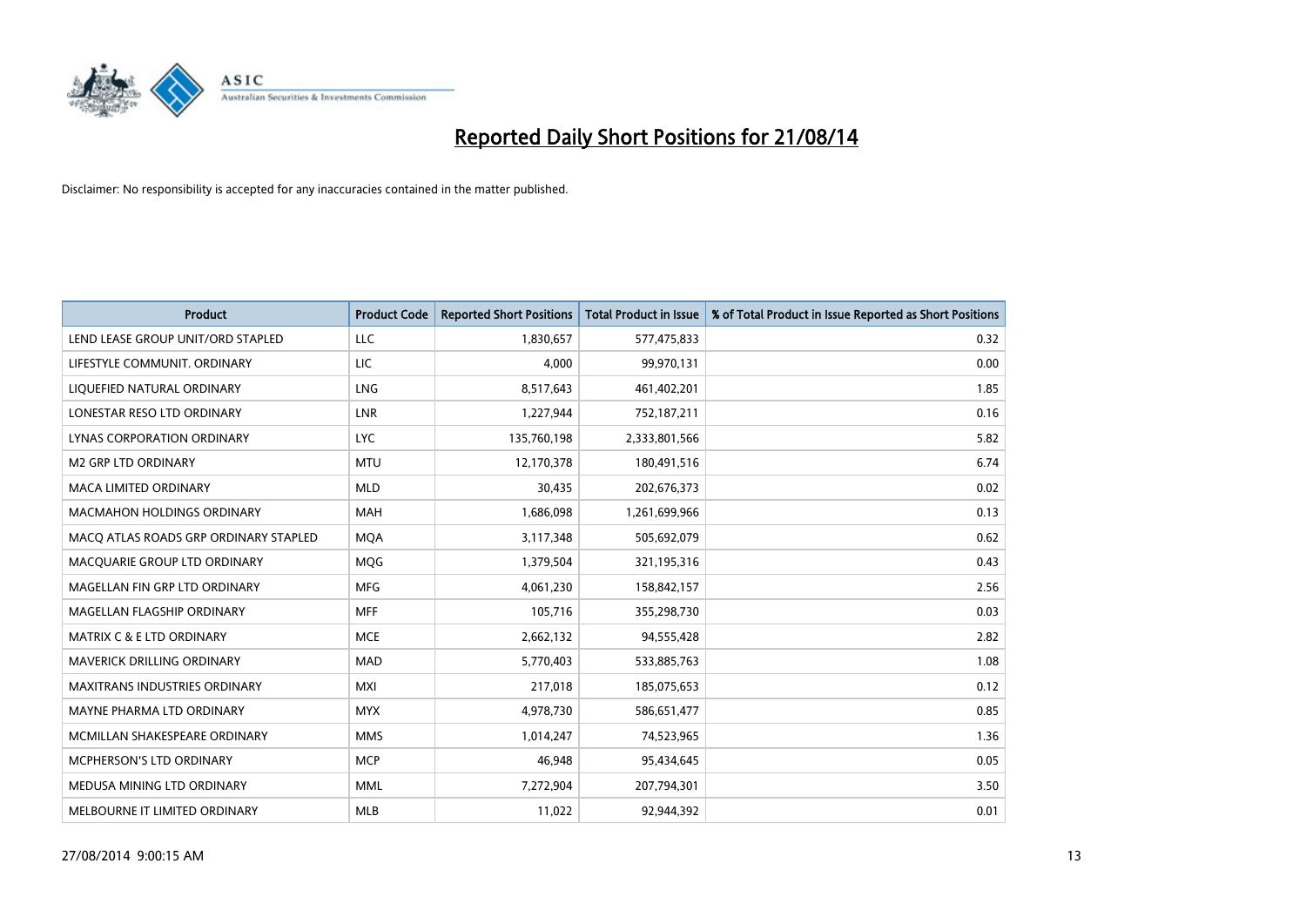# Reported Daily Short Positions for 21/08/14

Disclaimer: No responsibility is accepted for any inaccuracies contained in the matter published.

| Product | Product Code | Reported Short Positions | Total Product in Issue | % of Total Product in Issue Reported as Short Positions |
|---|---|---|---|---|
| LEND LEASE GROUP UNIT/ORD STAPLED | LLC | 1,830,657 | 577,475,833 | 0.32 |
| LIFESTYLE COMMUNIT. ORDINARY | LIC | 4,000 | 99,970,131 | 0.00 |
| LIQUEFIED NATURAL ORDINARY | LNG | 8,517,643 | 461,402,201 | 1.85 |
| LONESTAR RESO LTD ORDINARY | LNR | 1,227,944 | 752,187,211 | 0.16 |
| LYNAS CORPORATION ORDINARY | LYC | 135,760,198 | 2,333,801,566 | 5.82 |
| M2 GRP LTD ORDINARY | MTU | 12,170,378 | 180,491,516 | 6.74 |
| MACA LIMITED ORDINARY | MLD | 30,435 | 202,676,373 | 0.02 |
| MACMAHON HOLDINGS ORDINARY | MAH | 1,686,098 | 1,261,699,966 | 0.13 |
| MACQ ATLAS ROADS GRP ORDINARY STAPLED | MQA | 3,117,348 | 505,692,079 | 0.62 |
| MACQUARIE GROUP LTD ORDINARY | MQG | 1,379,504 | 321,195,316 | 0.43 |
| MAGELLAN FIN GRP LTD ORDINARY | MFG | 4,061,230 | 158,842,157 | 2.56 |
| MAGELLAN FLAGSHIP ORDINARY | MFF | 105,716 | 355,298,730 | 0.03 |
| MATRIX C & E LTD ORDINARY | MCE | 2,662,132 | 94,555,428 | 2.82 |
| MAVERICK DRILLING ORDINARY | MAD | 5,770,403 | 533,885,763 | 1.08 |
| MAXITRANS INDUSTRIES ORDINARY | MXI | 217,018 | 185,075,653 | 0.12 |
| MAYNE PHARMA LTD ORDINARY | MYX | 4,978,730 | 586,651,477 | 0.85 |
| MCMILLAN SHAKESPEARE ORDINARY | MMS | 1,014,247 | 74,523,965 | 1.36 |
| MCPHERSON'S LTD ORDINARY | MCP | 46,948 | 95,434,645 | 0.05 |
| MEDUSA MINING LTD ORDINARY | MML | 7,272,904 | 207,794,301 | 3.50 |
| MELBOURNE IT LIMITED ORDINARY | MLB | 11,022 | 92,944,392 | 0.01 |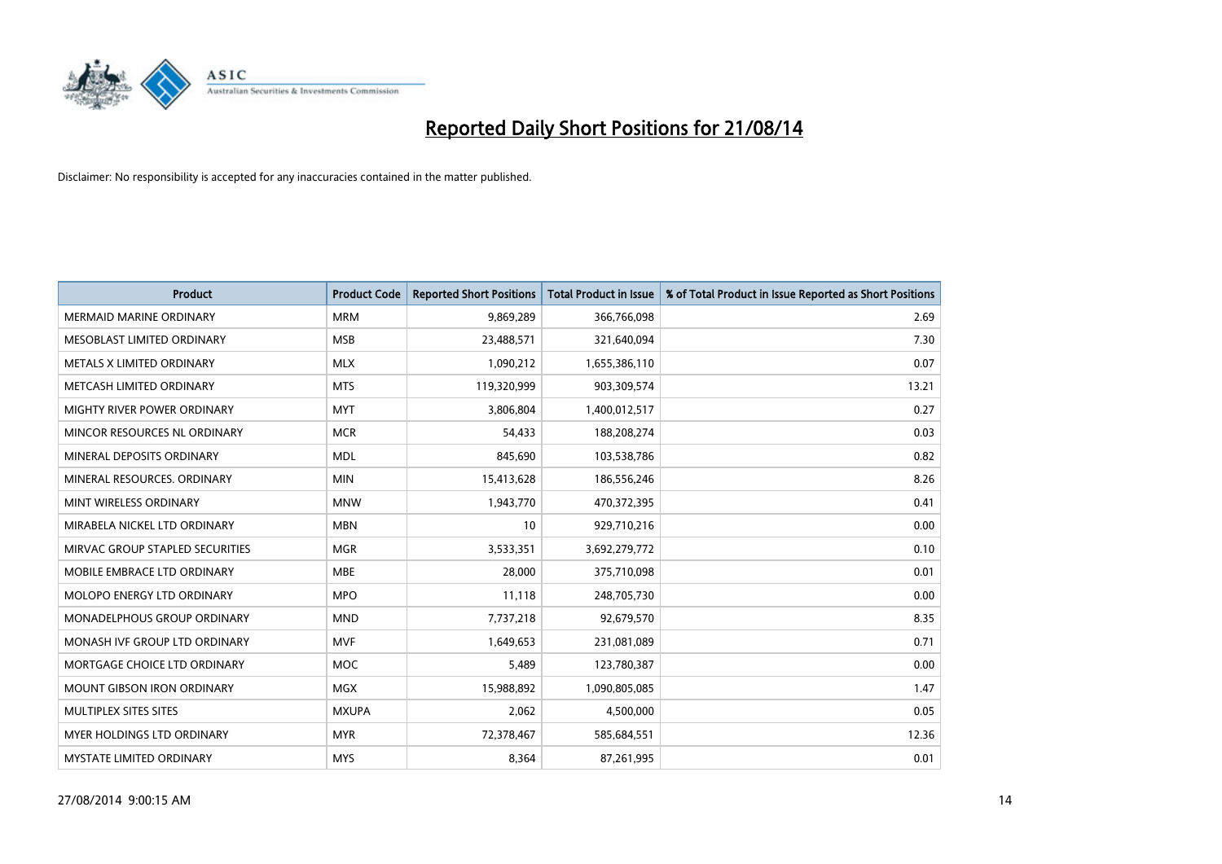# Reported Daily Short Positions for 21/08/14

Disclaimer: No responsibility is accepted for any inaccuracies contained in the matter published.

| Product | Product Code | Reported Short Positions | Total Product in Issue | % of Total Product in Issue Reported as Short Positions |
|---|---|---|---|---|
| MERMAID MARINE ORDINARY | MRM | 9,869,289 | 366,766,098 | 2.69 |
| MESOBLAST LIMITED ORDINARY | MSB | 23,488,571 | 321,640,094 | 7.30 |
| METALS X LIMITED ORDINARY | MLX | 1,090,212 | 1,655,386,110 | 0.07 |
| METCASH LIMITED ORDINARY | MTS | 119,320,999 | 903,309,574 | 13.21 |
| MIGHTY RIVER POWER ORDINARY | MYT | 3,806,804 | 1,400,012,517 | 0.27 |
| MINCOR RESOURCES NL ORDINARY | MCR | 54,433 | 188,208,274 | 0.03 |
| MINERAL DEPOSITS ORDINARY | MDL | 845,690 | 103,538,786 | 0.82 |
| MINERAL RESOURCES. ORDINARY | MIN | 15,413,628 | 186,556,246 | 8.26 |
| MINT WIRELESS ORDINARY | MNW | 1,943,770 | 470,372,395 | 0.41 |
| MIRABELA NICKEL LTD ORDINARY | MBN | 10 | 929,710,216 | 0.00 |
| MIRVAC GROUP STAPLED SECURITIES | MGR | 3,533,351 | 3,692,279,772 | 0.10 |
| MOBILE EMBRACE LTD ORDINARY | MBE | 28,000 | 375,710,098 | 0.01 |
| MOLOPO ENERGY LTD ORDINARY | MPO | 11,118 | 248,705,730 | 0.00 |
| MONADELPHOUS GROUP ORDINARY | MND | 7,737,218 | 92,679,570 | 8.35 |
| MONASH IVF GROUP LTD ORDINARY | MVF | 1,649,653 | 231,081,089 | 0.71 |
| MORTGAGE CHOICE LTD ORDINARY | MOC | 5,489 | 123,780,387 | 0.00 |
| MOUNT GIBSON IRON ORDINARY | MGX | 15,988,892 | 1,090,805,085 | 1.47 |
| MULTIPLEX SITES SITES | MXUPA | 2,062 | 4,500,000 | 0.05 |
| MYER HOLDINGS LTD ORDINARY | MYR | 72,378,467 | 585,684,551 | 12.36 |
| MYSTATE LIMITED ORDINARY | MYS | 8,364 | 87,261,995 | 0.01 |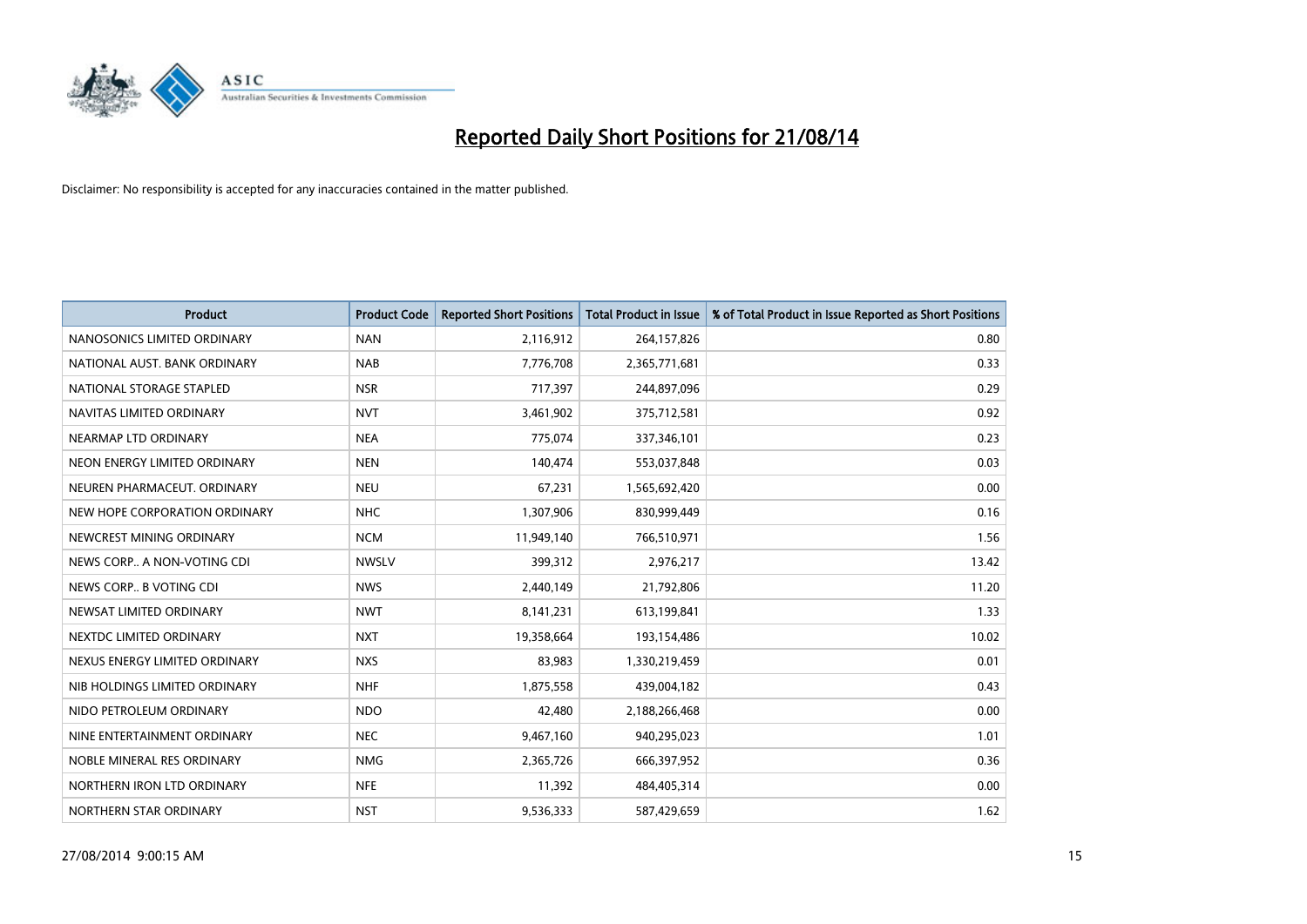# Reported Daily Short Positions for 21/08/14

Disclaimer: No responsibility is accepted for any inaccuracies contained in the matter published.

| Product | Product Code | Reported Short Positions | Total Product in Issue | % of Total Product in Issue Reported as Short Positions |
|---|---|---|---|---|
| NANOSONICS LIMITED ORDINARY | NAN | 2,116,912 | 264,157,826 | 0.80 |
| NATIONAL AUST. BANK ORDINARY | NAB | 7,776,708 | 2,365,771,681 | 0.33 |
| NATIONAL STORAGE STAPLED | NSR | 717,397 | 244,897,096 | 0.29 |
| NAVITAS LIMITED ORDINARY | NVT | 3,461,902 | 375,712,581 | 0.92 |
| NEARMAP LTD ORDINARY | NEA | 775,074 | 337,346,101 | 0.23 |
| NEON ENERGY LIMITED ORDINARY | NEN | 140,474 | 553,037,848 | 0.03 |
| NEUREN PHARMACEUT. ORDINARY | NEU | 67,231 | 1,565,692,420 | 0.00 |
| NEW HOPE CORPORATION ORDINARY | NHC | 1,307,906 | 830,999,449 | 0.16 |
| NEWCREST MINING ORDINARY | NCM | 11,949,140 | 766,510,971 | 1.56 |
| NEWS CORP.. A NON-VOTING CDI | NWSLV | 399,312 | 2,976,217 | 13.42 |
| NEWS CORP.. B VOTING CDI | NWS | 2,440,149 | 21,792,806 | 11.20 |
| NEWSAT LIMITED ORDINARY | NWT | 8,141,231 | 613,199,841 | 1.33 |
| NEXTDC LIMITED ORDINARY | NXT | 19,358,664 | 193,154,486 | 10.02 |
| NEXUS ENERGY LIMITED ORDINARY | NXS | 83,983 | 1,330,219,459 | 0.01 |
| NIB HOLDINGS LIMITED ORDINARY | NHF | 1,875,558 | 439,004,182 | 0.43 |
| NIDO PETROLEUM ORDINARY | NDO | 42,480 | 2,188,266,468 | 0.00 |
| NINE ENTERTAINMENT ORDINARY | NEC | 9,467,160 | 940,295,023 | 1.01 |
| NOBLE MINERAL RES ORDINARY | NMG | 2,365,726 | 666,397,952 | 0.36 |
| NORTHERN IRON LTD ORDINARY | NFE | 11,392 | 484,405,314 | 0.00 |
| NORTHERN STAR ORDINARY | NST | 9,536,333 | 587,429,659 | 1.62 |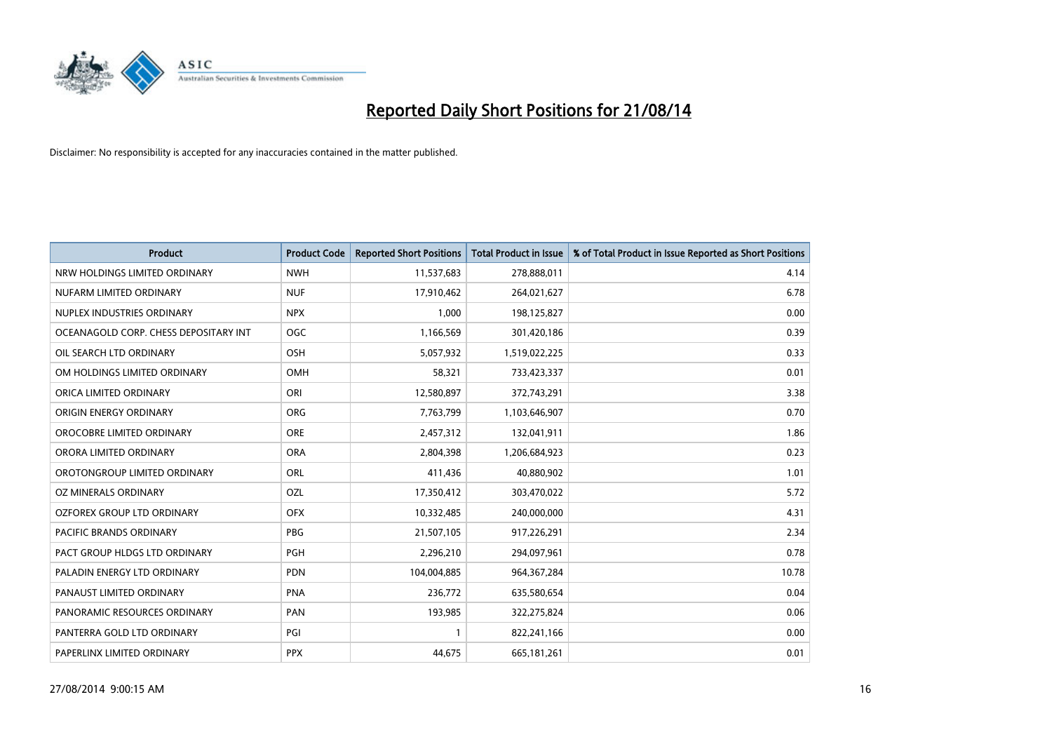# Reported Daily Short Positions for 21/08/14

Disclaimer: No responsibility is accepted for any inaccuracies contained in the matter published.

| Product | Product Code | Reported Short Positions | Total Product in Issue | % of Total Product in Issue Reported as Short Positions |
|---|---|---|---|---|
| NRW HOLDINGS LIMITED ORDINARY | NWH | 11,537,683 | 278,888,011 | 4.14 |
| NUFARM LIMITED ORDINARY | NUF | 17,910,462 | 264,021,627 | 6.78 |
| NUPLEX INDUSTRIES ORDINARY | NPX | 1,000 | 198,125,827 | 0.00 |
| OCEANAGOLD CORP. CHESS DEPOSITARY INT | OGC | 1,166,569 | 301,420,186 | 0.39 |
| OIL SEARCH LTD ORDINARY | OSH | 5,057,932 | 1,519,022,225 | 0.33 |
| OM HOLDINGS LIMITED ORDINARY | OMH | 58,321 | 733,423,337 | 0.01 |
| ORICA LIMITED ORDINARY | ORI | 12,580,897 | 372,743,291 | 3.38 |
| ORIGIN ENERGY ORDINARY | ORG | 7,763,799 | 1,103,646,907 | 0.70 |
| OROCOBRE LIMITED ORDINARY | ORE | 2,457,312 | 132,041,911 | 1.86 |
| ORORA LIMITED ORDINARY | ORA | 2,804,398 | 1,206,684,923 | 0.23 |
| OROTONGROUP LIMITED ORDINARY | ORL | 411,436 | 40,880,902 | 1.01 |
| OZ MINERALS ORDINARY | OZL | 17,350,412 | 303,470,022 | 5.72 |
| OZFOREX GROUP LTD ORDINARY | OFX | 10,332,485 | 240,000,000 | 4.31 |
| PACIFIC BRANDS ORDINARY | PBG | 21,507,105 | 917,226,291 | 2.34 |
| PACT GROUP HLDGS LTD ORDINARY | PGH | 2,296,210 | 294,097,961 | 0.78 |
| PALADIN ENERGY LTD ORDINARY | PDN | 104,004,885 | 964,367,284 | 10.78 |
| PANAUST LIMITED ORDINARY | PNA | 236,772 | 635,580,654 | 0.04 |
| PANORAMIC RESOURCES ORDINARY | PAN | 193,985 | 322,275,824 | 0.06 |
| PANTERRA GOLD LTD ORDINARY | PGI | 1 | 822,241,166 | 0.00 |
| PAPERLINX LIMITED ORDINARY | PPX | 44,675 | 665,181,261 | 0.01 |

27/08/2014 9:00:15 AM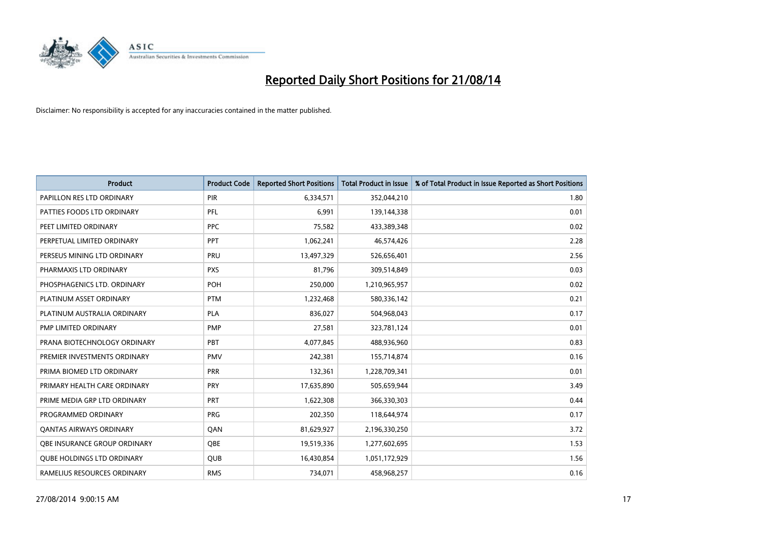# Reported Daily Short Positions for 21/08/14

Disclaimer: No responsibility is accepted for any inaccuracies contained in the matter published.

| Product | Product Code | Reported Short Positions | Total Product in Issue | % of Total Product in Issue Reported as Short Positions |
|---|---|---|---|---|
| PAPILLON RES LTD ORDINARY | PIR | 6,334,571 | 352,044,210 | 1.80 |
| PATTIES FOODS LTD ORDINARY | PFL | 6,991 | 139,144,338 | 0.01 |
| PEET LIMITED ORDINARY | PPC | 75,582 | 433,389,348 | 0.02 |
| PERPETUAL LIMITED ORDINARY | PPT | 1,062,241 | 46,574,426 | 2.28 |
| PERSEUS MINING LTD ORDINARY | PRU | 13,497,329 | 526,656,401 | 2.56 |
| PHARMAXIS LTD ORDINARY | PXS | 81,796 | 309,514,849 | 0.03 |
| PHOSPHAGENICS LTD. ORDINARY | POH | 250,000 | 1,210,965,957 | 0.02 |
| PLATINUM ASSET ORDINARY | PTM | 1,232,468 | 580,336,142 | 0.21 |
| PLATINUM AUSTRALIA ORDINARY | PLA | 836,027 | 504,968,043 | 0.17 |
| PMP LIMITED ORDINARY | PMP | 27,581 | 323,781,124 | 0.01 |
| PRANA BIOTECHNOLOGY ORDINARY | PBT | 4,077,845 | 488,936,960 | 0.83 |
| PREMIER INVESTMENTS ORDINARY | PMV | 242,381 | 155,714,874 | 0.16 |
| PRIMA BIOMED LTD ORDINARY | PRR | 132,361 | 1,228,709,341 | 0.01 |
| PRIMARY HEALTH CARE ORDINARY | PRY | 17,635,890 | 505,659,944 | 3.49 |
| PRIME MEDIA GRP LTD ORDINARY | PRT | 1,622,308 | 366,330,303 | 0.44 |
| PROGRAMMED ORDINARY | PRG | 202,350 | 118,644,974 | 0.17 |
| QANTAS AIRWAYS ORDINARY | QAN | 81,629,927 | 2,196,330,250 | 3.72 |
| QBE INSURANCE GROUP ORDINARY | QBE | 19,519,336 | 1,277,602,695 | 1.53 |
| QUBE HOLDINGS LTD ORDINARY | QUB | 16,430,854 | 1,051,172,929 | 1.56 |
| RAMELIUS RESOURCES ORDINARY | RMS | 734,071 | 458,968,257 | 0.16 |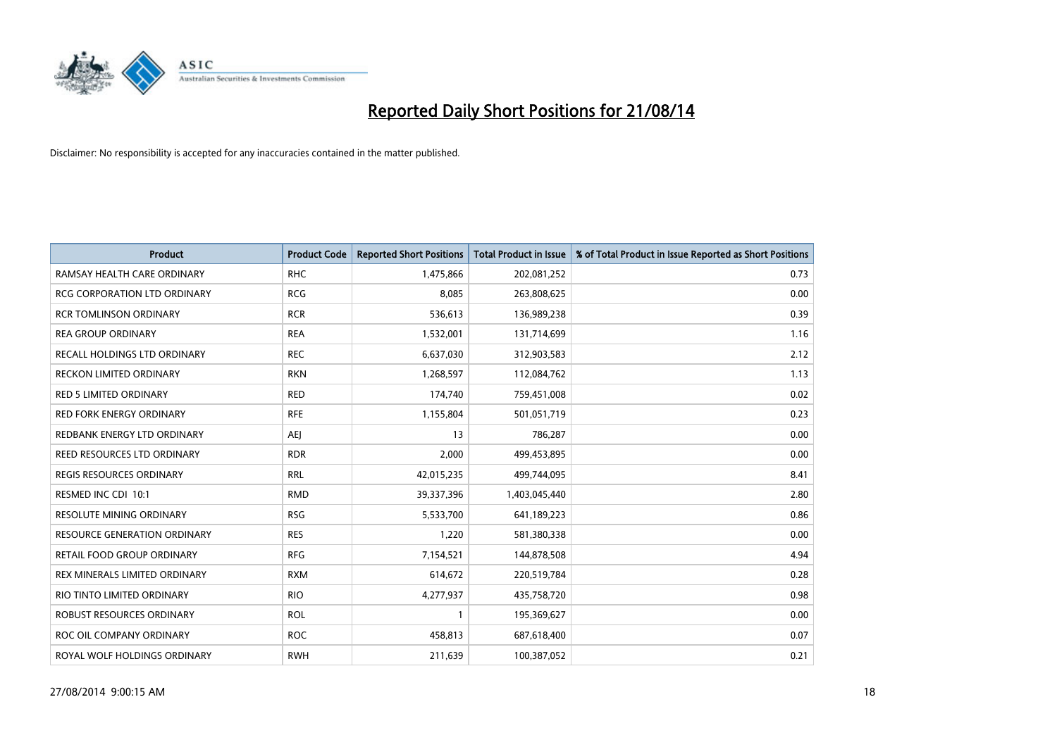# Reported Daily Short Positions for 21/08/14

Disclaimer: No responsibility is accepted for any inaccuracies contained in the matter published.

| Product | Product Code | Reported Short Positions | Total Product in Issue | % of Total Product in Issue Reported as Short Positions |
|---|---|---|---|---|
| RAMSAY HEALTH CARE ORDINARY | RHC | 1,475,866 | 202,081,252 | 0.73 |
| RCG CORPORATION LTD ORDINARY | RCG | 8,085 | 263,808,625 | 0.00 |
| RCR TOMLINSON ORDINARY | RCR | 536,613 | 136,989,238 | 0.39 |
| REA GROUP ORDINARY | REA | 1,532,001 | 131,714,699 | 1.16 |
| RECALL HOLDINGS LTD ORDINARY | REC | 6,637,030 | 312,903,583 | 2.12 |
| RECKON LIMITED ORDINARY | RKN | 1,268,597 | 112,084,762 | 1.13 |
| RED 5 LIMITED ORDINARY | RED | 174,740 | 759,451,008 | 0.02 |
| RED FORK ENERGY ORDINARY | RFE | 1,155,804 | 501,051,719 | 0.23 |
| REDBANK ENERGY LTD ORDINARY | AEJ | 13 | 786,287 | 0.00 |
| REED RESOURCES LTD ORDINARY | RDR | 2,000 | 499,453,895 | 0.00 |
| REGIS RESOURCES ORDINARY | RRL | 42,015,235 | 499,744,095 | 8.41 |
| RESMED INC CDI 10:1 | RMD | 39,337,396 | 1,403,045,440 | 2.80 |
| RESOLUTE MINING ORDINARY | RSG | 5,533,700 | 641,189,223 | 0.86 |
| RESOURCE GENERATION ORDINARY | RES | 1,220 | 581,380,338 | 0.00 |
| RETAIL FOOD GROUP ORDINARY | RFG | 7,154,521 | 144,878,508 | 4.94 |
| REX MINERALS LIMITED ORDINARY | RXM | 614,672 | 220,519,784 | 0.28 |
| RIO TINTO LIMITED ORDINARY | RIO | 4,277,937 | 435,758,720 | 0.98 |
| ROBUST RESOURCES ORDINARY | ROL | 1 | 195,369,627 | 0.00 |
| ROC OIL COMPANY ORDINARY | ROC | 458,813 | 687,618,400 | 0.07 |
| ROYAL WOLF HOLDINGS ORDINARY | RWH | 211,639 | 100,387,052 | 0.21 |

27/08/2014 9:00:15 AM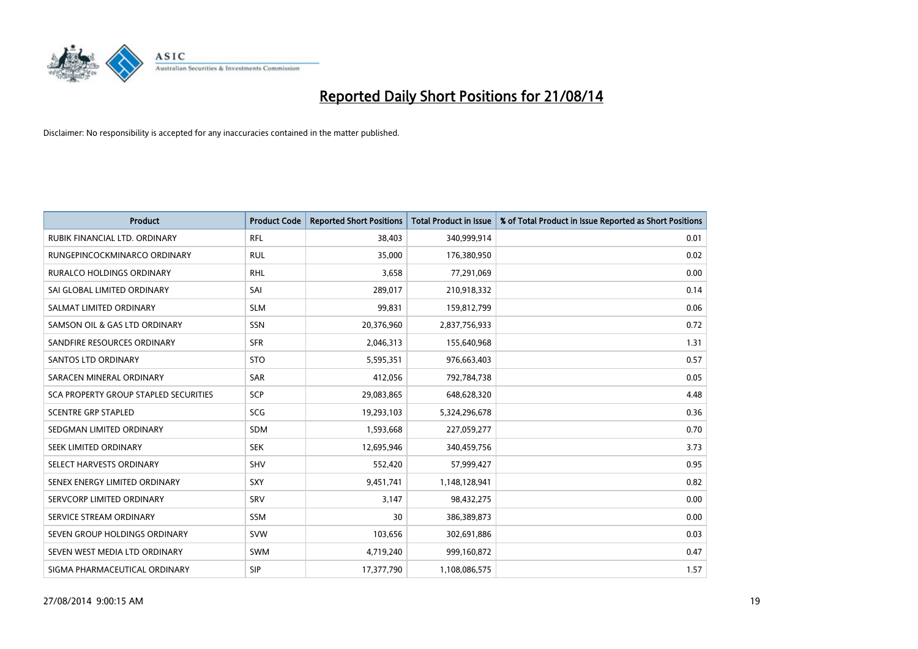# Reported Daily Short Positions for 21/08/14

Disclaimer: No responsibility is accepted for any inaccuracies contained in the matter published.

| Product | Product Code | Reported Short Positions | Total Product in Issue | % of Total Product in Issue Reported as Short Positions |
|---|---|---|---|---|
| RUBIK FINANCIAL LTD. ORDINARY | RFL | 38,403 | 340,999,914 | 0.01 |
| RUNGEPINCOCKMINARCO ORDINARY | RUL | 35,000 | 176,380,950 | 0.02 |
| RURALCO HOLDINGS ORDINARY | RHL | 3,658 | 77,291,069 | 0.00 |
| SAI GLOBAL LIMITED ORDINARY | SAI | 289,017 | 210,918,332 | 0.14 |
| SALMAT LIMITED ORDINARY | SLM | 99,831 | 159,812,799 | 0.06 |
| SAMSON OIL & GAS LTD ORDINARY | SSN | 20,376,960 | 2,837,756,933 | 0.72 |
| SANDFIRE RESOURCES ORDINARY | SFR | 2,046,313 | 155,640,968 | 1.31 |
| SANTOS LTD ORDINARY | STO | 5,595,351 | 976,663,403 | 0.57 |
| SARACEN MINERAL ORDINARY | SAR | 412,056 | 792,784,738 | 0.05 |
| SCA PROPERTY GROUP STAPLED SECURITIES | SCP | 29,083,865 | 648,628,320 | 4.48 |
| SCENTRE GRP STAPLED | SCG | 19,293,103 | 5,324,296,678 | 0.36 |
| SEDGMAN LIMITED ORDINARY | SDM | 1,593,668 | 227,059,277 | 0.70 |
| SEEK LIMITED ORDINARY | SEK | 12,695,946 | 340,459,756 | 3.73 |
| SELECT HARVESTS ORDINARY | SHV | 552,420 | 57,999,427 | 0.95 |
| SENEX ENERGY LIMITED ORDINARY | SXY | 9,451,741 | 1,148,128,941 | 0.82 |
| SERVCORP LIMITED ORDINARY | SRV | 3,147 | 98,432,275 | 0.00 |
| SERVICE STREAM ORDINARY | SSM | 30 | 386,389,873 | 0.00 |
| SEVEN GROUP HOLDINGS ORDINARY | SVW | 103,656 | 302,691,886 | 0.03 |
| SEVEN WEST MEDIA LTD ORDINARY | SWM | 4,719,240 | 999,160,872 | 0.47 |
| SIGMA PHARMACEUTICAL ORDINARY | SIP | 17,377,790 | 1,108,086,575 | 1.57 |

27/08/2014 9:00:15 AM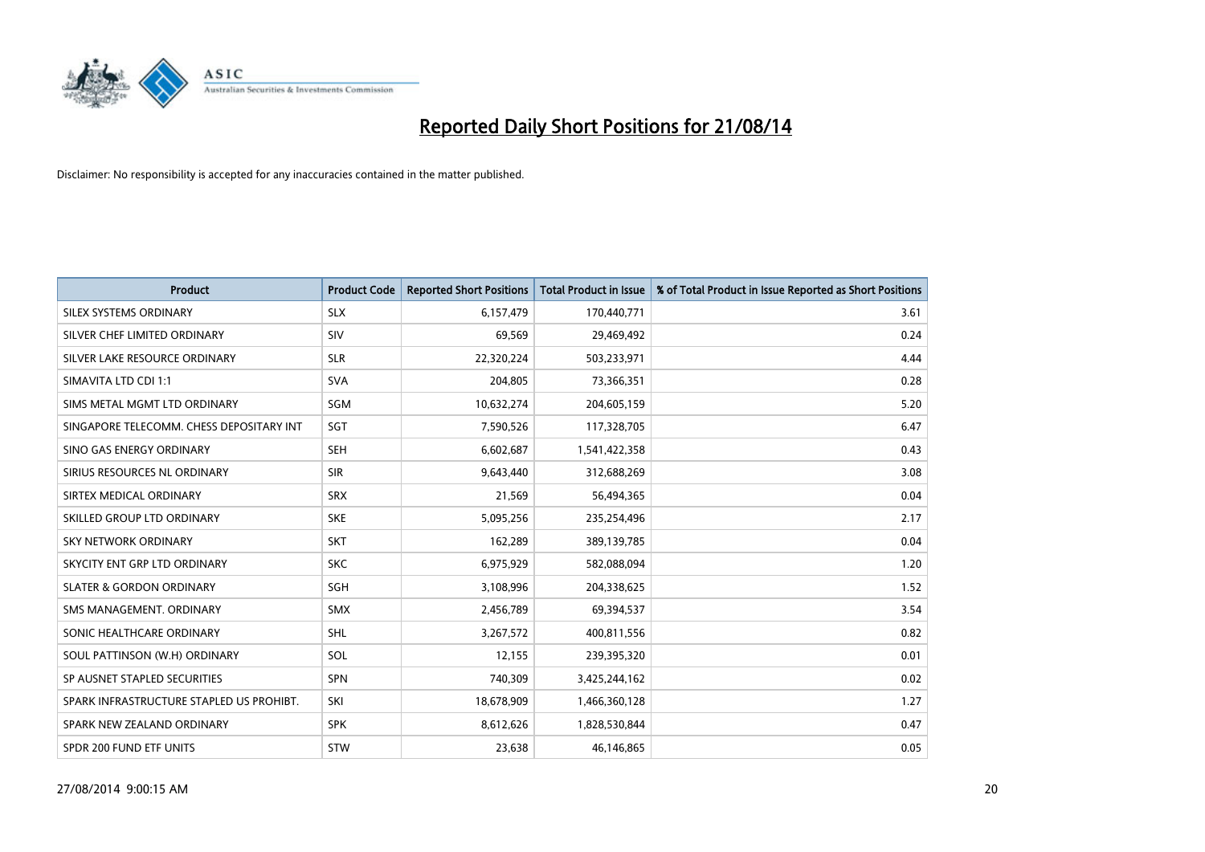# Reported Daily Short Positions for 21/08/14

Disclaimer: No responsibility is accepted for any inaccuracies contained in the matter published.

| Product | Product Code | Reported Short Positions | Total Product in Issue | % of Total Product in Issue Reported as Short Positions |
|---|---|---|---|---|
| SILEX SYSTEMS ORDINARY | SLX | 6,157,479 | 170,440,771 | 3.61 |
| SILVER CHEF LIMITED ORDINARY | SIV | 69,569 | 29,469,492 | 0.24 |
| SILVER LAKE RESOURCE ORDINARY | SLR | 22,320,224 | 503,233,971 | 4.44 |
| SIMAVITA LTD CDI 1:1 | SVA | 204,805 | 73,366,351 | 0.28 |
| SIMS METAL MGMT LTD ORDINARY | SGM | 10,632,274 | 204,605,159 | 5.20 |
| SINGAPORE TELECOMM. CHESS DEPOSITARY INT | SGT | 7,590,526 | 117,328,705 | 6.47 |
| SINO GAS ENERGY ORDINARY | SEH | 6,602,687 | 1,541,422,358 | 0.43 |
| SIRIUS RESOURCES NL ORDINARY | SIR | 9,643,440 | 312,688,269 | 3.08 |
| SIRTEX MEDICAL ORDINARY | SRX | 21,569 | 56,494,365 | 0.04 |
| SKILLED GROUP LTD ORDINARY | SKE | 5,095,256 | 235,254,496 | 2.17 |
| SKY NETWORK ORDINARY | SKT | 162,289 | 389,139,785 | 0.04 |
| SKYCITY ENT GRP LTD ORDINARY | SKC | 6,975,929 | 582,088,094 | 1.20 |
| SLATER & GORDON ORDINARY | SGH | 3,108,996 | 204,338,625 | 1.52 |
| SMS MANAGEMENT. ORDINARY | SMX | 2,456,789 | 69,394,537 | 3.54 |
| SONIC HEALTHCARE ORDINARY | SHL | 3,267,572 | 400,811,556 | 0.82 |
| SOUL PATTINSON (W.H) ORDINARY | SOL | 12,155 | 239,395,320 | 0.01 |
| SP AUSNET STAPLED SECURITIES | SPN | 740,309 | 3,425,244,162 | 0.02 |
| SPARK INFRASTRUCTURE STAPLED US PROHIBT. | SKI | 18,678,909 | 1,466,360,128 | 1.27 |
| SPARK NEW ZEALAND ORDINARY | SPK | 8,612,626 | 1,828,530,844 | 0.47 |
| SPDR 200 FUND ETF UNITS | STW | 23,638 | 46,146,865 | 0.05 |

27/08/2014 9:00:15 AM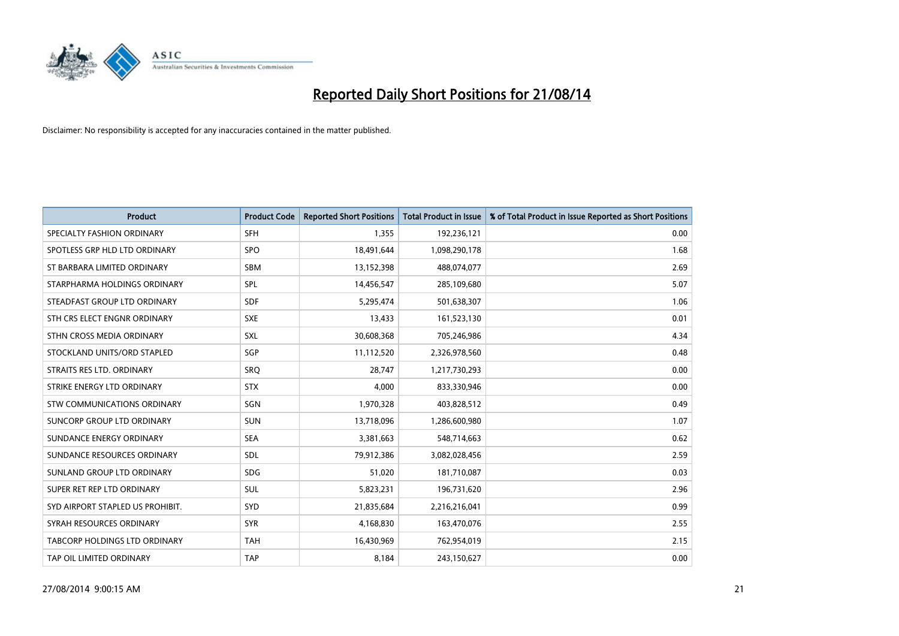# Reported Daily Short Positions for 21/08/14

Disclaimer: No responsibility is accepted for any inaccuracies contained in the matter published.

| Product | Product Code | Reported Short Positions | Total Product in Issue | % of Total Product in Issue Reported as Short Positions |
|---|---|---|---|---|
| SPECIALTY FASHION ORDINARY | SFH | 1,355 | 192,236,121 | 0.00 |
| SPOTLESS GRP HLD LTD ORDINARY | SPO | 18,491,644 | 1,098,290,178 | 1.68 |
| ST BARBARA LIMITED ORDINARY | SBM | 13,152,398 | 488,074,077 | 2.69 |
| STARPHARMA HOLDINGS ORDINARY | SPL | 14,456,547 | 285,109,680 | 5.07 |
| STEADFAST GROUP LTD ORDINARY | SDF | 5,295,474 | 501,638,307 | 1.06 |
| STH CRS ELECT ENGNR ORDINARY | SXE | 13,433 | 161,523,130 | 0.01 |
| STHN CROSS MEDIA ORDINARY | SXL | 30,608,368 | 705,246,986 | 4.34 |
| STOCKLAND UNITS/ORD STAPLED | SGP | 11,112,520 | 2,326,978,560 | 0.48 |
| STRAITS RES LTD. ORDINARY | SRQ | 28,747 | 1,217,730,293 | 0.00 |
| STRIKE ENERGY LTD ORDINARY | STX | 4,000 | 833,330,946 | 0.00 |
| STW COMMUNICATIONS ORDINARY | SGN | 1,970,328 | 403,828,512 | 0.49 |
| SUNCORP GROUP LTD ORDINARY | SUN | 13,718,096 | 1,286,600,980 | 1.07 |
| SUNDANCE ENERGY ORDINARY | SEA | 3,381,663 | 548,714,663 | 0.62 |
| SUNDANCE RESOURCES ORDINARY | SDL | 79,912,386 | 3,082,028,456 | 2.59 |
| SUNLAND GROUP LTD ORDINARY | SDG | 51,020 | 181,710,087 | 0.03 |
| SUPER RET REP LTD ORDINARY | SUL | 5,823,231 | 196,731,620 | 2.96 |
| SYD AIRPORT STAPLED US PROHIBIT. | SYD | 21,835,684 | 2,216,216,041 | 0.99 |
| SYRAH RESOURCES ORDINARY | SYR | 4,168,830 | 163,470,076 | 2.55 |
| TABCORP HOLDINGS LTD ORDINARY | TAH | 16,430,969 | 762,954,019 | 2.15 |
| TAP OIL LIMITED ORDINARY | TAP | 8,184 | 243,150,627 | 0.00 |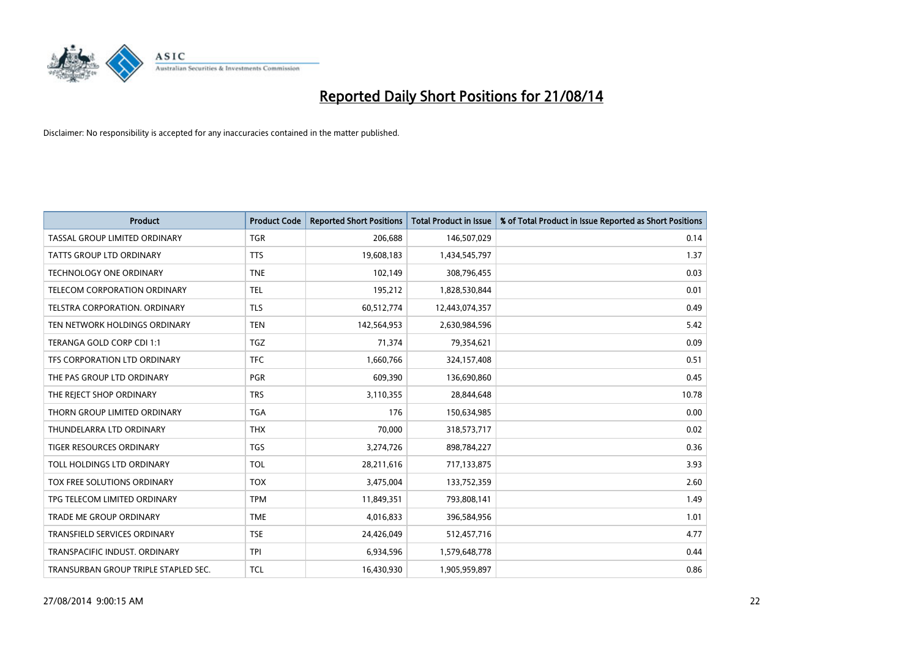# Reported Daily Short Positions for 21/08/14

Disclaimer: No responsibility is accepted for any inaccuracies contained in the matter published.

| Product | Product Code | Reported Short Positions | Total Product in Issue | % of Total Product in Issue Reported as Short Positions |
|---|---|---|---|---|
| TASSAL GROUP LIMITED ORDINARY | TGR | 206,688 | 146,507,029 | 0.14 |
| TATTS GROUP LTD ORDINARY | TTS | 19,608,183 | 1,434,545,797 | 1.37 |
| TECHNOLOGY ONE ORDINARY | TNE | 102,149 | 308,796,455 | 0.03 |
| TELECOM CORPORATION ORDINARY | TEL | 195,212 | 1,828,530,844 | 0.01 |
| TELSTRA CORPORATION. ORDINARY | TLS | 60,512,774 | 12,443,074,357 | 0.49 |
| TEN NETWORK HOLDINGS ORDINARY | TEN | 142,564,953 | 2,630,984,596 | 5.42 |
| TERANGA GOLD CORP CDI 1:1 | TGZ | 71,374 | 79,354,621 | 0.09 |
| TFS CORPORATION LTD ORDINARY | TFC | 1,660,766 | 324,157,408 | 0.51 |
| THE PAS GROUP LTD ORDINARY | PGR | 609,390 | 136,690,860 | 0.45 |
| THE REJECT SHOP ORDINARY | TRS | 3,110,355 | 28,844,648 | 10.78 |
| THORN GROUP LIMITED ORDINARY | TGA | 176 | 150,634,985 | 0.00 |
| THUNDELARRA LTD ORDINARY | THX | 70,000 | 318,573,717 | 0.02 |
| TIGER RESOURCES ORDINARY | TGS | 3,274,726 | 898,784,227 | 0.36 |
| TOLL HOLDINGS LTD ORDINARY | TOL | 28,211,616 | 717,133,875 | 3.93 |
| TOX FREE SOLUTIONS ORDINARY | TOX | 3,475,004 | 133,752,359 | 2.60 |
| TPG TELECOM LIMITED ORDINARY | TPM | 11,849,351 | 793,808,141 | 1.49 |
| TRADE ME GROUP ORDINARY | TME | 4,016,833 | 396,584,956 | 1.01 |
| TRANSFIELD SERVICES ORDINARY | TSE | 24,426,049 | 512,457,716 | 4.77 |
| TRANSPACIFIC INDUST. ORDINARY | TPI | 6,934,596 | 1,579,648,778 | 0.44 |
| TRANSURBAN GROUP TRIPLE STAPLED SEC. | TCL | 16,430,930 | 1,905,959,897 | 0.86 |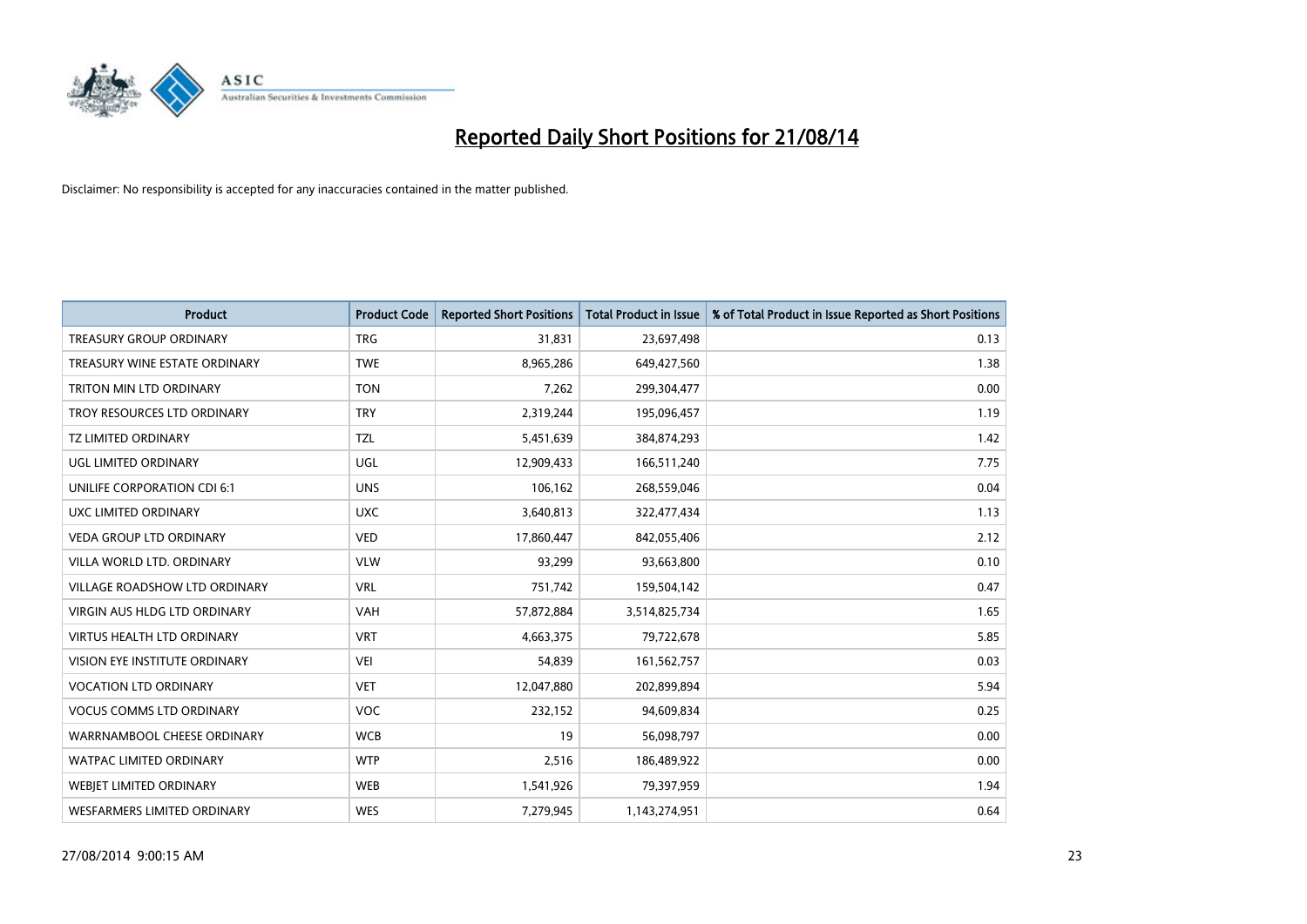# Reported Daily Short Positions for 21/08/14

Disclaimer: No responsibility is accepted for any inaccuracies contained in the matter published.

| Product | Product Code | Reported Short Positions | Total Product in Issue | % of Total Product in Issue Reported as Short Positions |
|---|---|---|---|---|
| TREASURY GROUP ORDINARY | TRG | 31,831 | 23,697,498 | 0.13 |
| TREASURY WINE ESTATE ORDINARY | TWE | 8,965,286 | 649,427,560 | 1.38 |
| TRITON MIN LTD ORDINARY | TON | 7,262 | 299,304,477 | 0.00 |
| TROY RESOURCES LTD ORDINARY | TRY | 2,319,244 | 195,096,457 | 1.19 |
| TZ LIMITED ORDINARY | TZL | 5,451,639 | 384,874,293 | 1.42 |
| UGL LIMITED ORDINARY | UGL | 12,909,433 | 166,511,240 | 7.75 |
| UNILIFE CORPORATION CDI 6:1 | UNS | 106,162 | 268,559,046 | 0.04 |
| UXC LIMITED ORDINARY | UXC | 3,640,813 | 322,477,434 | 1.13 |
| VEDA GROUP LTD ORDINARY | VED | 17,860,447 | 842,055,406 | 2.12 |
| VILLA WORLD LTD. ORDINARY | VLW | 93,299 | 93,663,800 | 0.10 |
| VILLAGE ROADSHOW LTD ORDINARY | VRL | 751,742 | 159,504,142 | 0.47 |
| VIRGIN AUS HLDG LTD ORDINARY | VAH | 57,872,884 | 3,514,825,734 | 1.65 |
| VIRTUS HEALTH LTD ORDINARY | VRT | 4,663,375 | 79,722,678 | 5.85 |
| VISION EYE INSTITUTE ORDINARY | VEI | 54,839 | 161,562,757 | 0.03 |
| VOCATION LTD ORDINARY | VET | 12,047,880 | 202,899,894 | 5.94 |
| VOCUS COMMS LTD ORDINARY | VOC | 232,152 | 94,609,834 | 0.25 |
| WARRNAMBOOL CHEESE ORDINARY | WCB | 19 | 56,098,797 | 0.00 |
| WATPAC LIMITED ORDINARY | WTP | 2,516 | 186,489,922 | 0.00 |
| WEBJET LIMITED ORDINARY | WEB | 1,541,926 | 79,397,959 | 1.94 |
| WESFARMERS LIMITED ORDINARY | WES | 7,279,945 | 1,143,274,951 | 0.64 |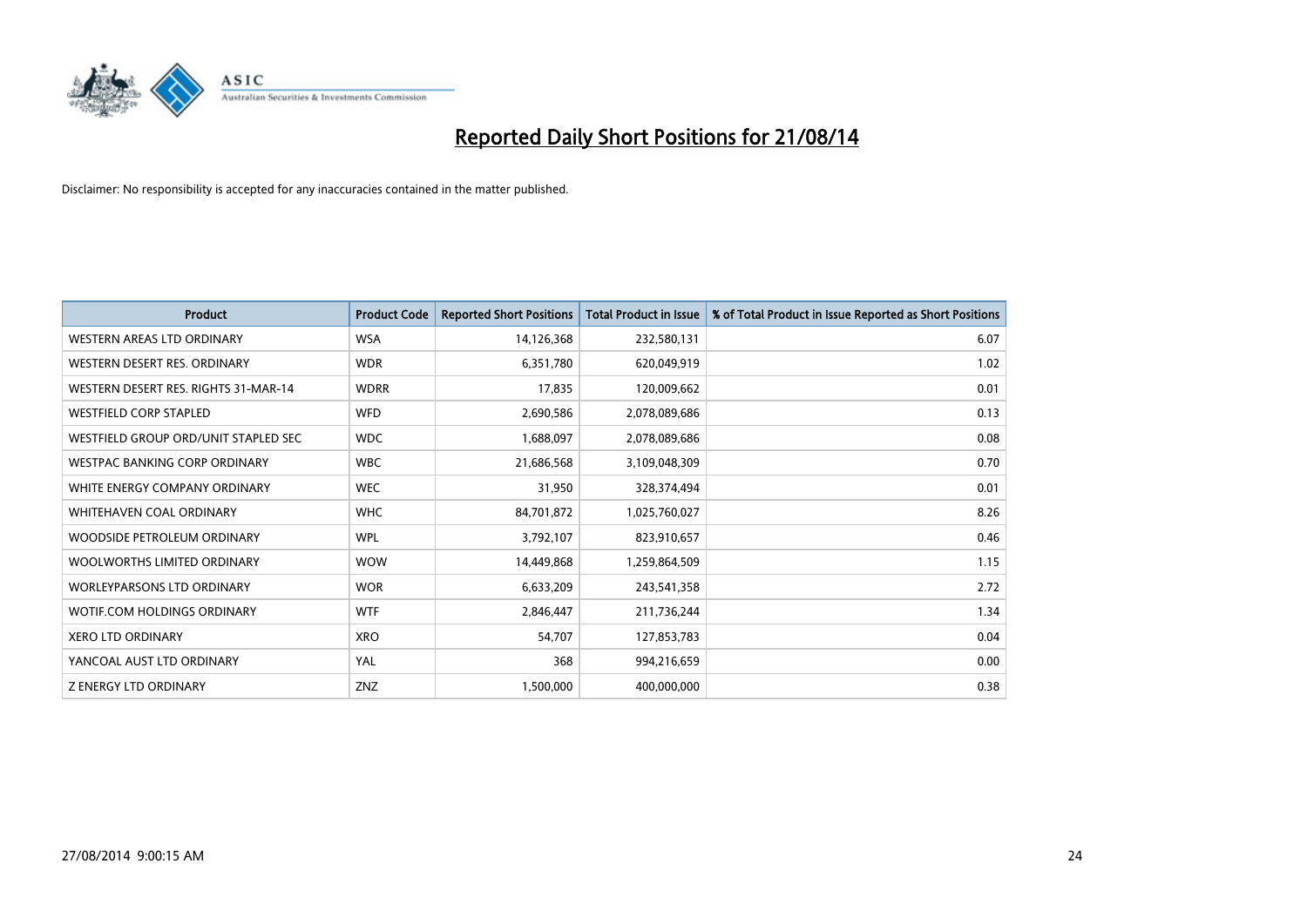# Reported Daily Short Positions for 21/08/14

Disclaimer: No responsibility is accepted for any inaccuracies contained in the matter published.

| Product | Product Code | Reported Short Positions | Total Product in Issue | % of Total Product in Issue Reported as Short Positions |
|---|---|---|---|---|
| WESTERN AREAS LTD ORDINARY | WSA | 14,126,368 | 232,580,131 | 6.07 |
| WESTERN DESERT RES. ORDINARY | WDR | 6,351,780 | 620,049,919 | 1.02 |
| WESTERN DESERT RES. RIGHTS 31-MAR-14 | WDRR | 17,835 | 120,009,662 | 0.01 |
| WESTFIELD CORP STAPLED | WFD | 2,690,586 | 2,078,089,686 | 0.13 |
| WESTFIELD GROUP ORD/UNIT STAPLED SEC | WDC | 1,688,097 | 2,078,089,686 | 0.08 |
| WESTPAC BANKING CORP ORDINARY | WBC | 21,686,568 | 3,109,048,309 | 0.70 |
| WHITE ENERGY COMPANY ORDINARY | WEC | 31,950 | 328,374,494 | 0.01 |
| WHITEHAVEN COAL ORDINARY | WHC | 84,701,872 | 1,025,760,027 | 8.26 |
| WOODSIDE PETROLEUM ORDINARY | WPL | 3,792,107 | 823,910,657 | 0.46 |
| WOOLWORTHS LIMITED ORDINARY | WOW | 14,449,868 | 1,259,864,509 | 1.15 |
| WORLEYPARSONS LTD ORDINARY | WOR | 6,633,209 | 243,541,358 | 2.72 |
| WOTIF.COM HOLDINGS ORDINARY | WTF | 2,846,447 | 211,736,244 | 1.34 |
| XERO LTD ORDINARY | XRO | 54,707 | 127,853,783 | 0.04 |
| YANCOAL AUST LTD ORDINARY | YAL | 368 | 994,216,659 | 0.00 |
| Z ENERGY LTD ORDINARY | ZNZ | 1,500,000 | 400,000,000 | 0.38 |